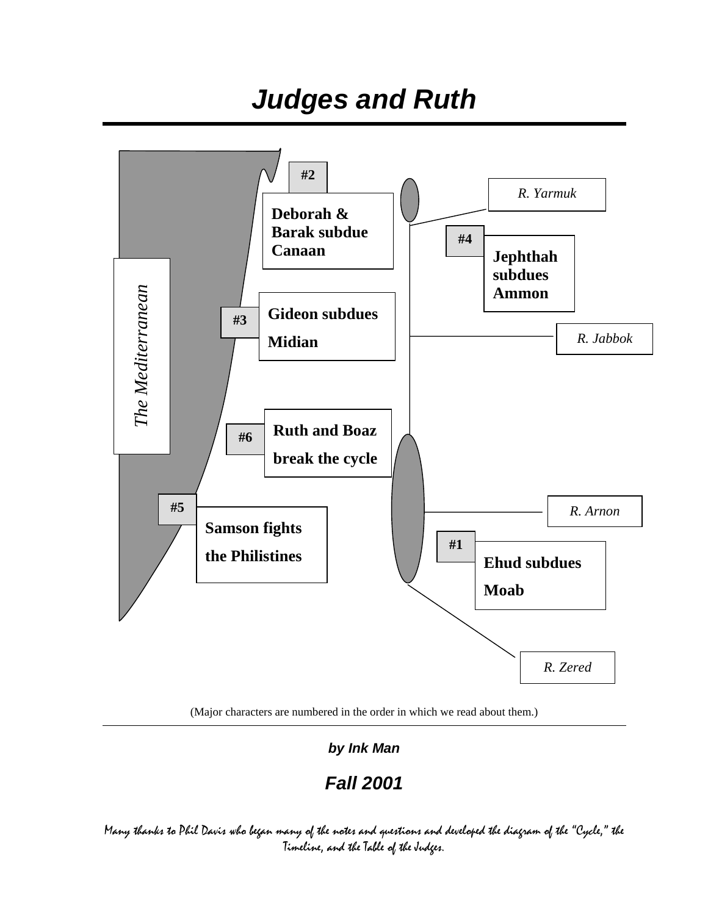# Judges and Ruth

#2

**Deborah & Barak subdue Canaan**

*R. Yarmuk*

#4

**Jephthah subdues Ammon**

*The Mediterranean*

#3

**Gideon subdues Midian**

*R. Jabbok*

#6

**Ruth and Boaz break the cycle**

#5

**Samson fights the Philistines**

*R. Arnon*

#1

**Ehud subdues Moab**

*R. Zered*

(Major characters are numbered in the order in which we read about them.)

***by Ink Man***

***Fall 2001***

Many thanks to Phil Davis who began many of the notes and questions and developed the diagram of the "Cycle," the Timeline, and the Table of the Judges.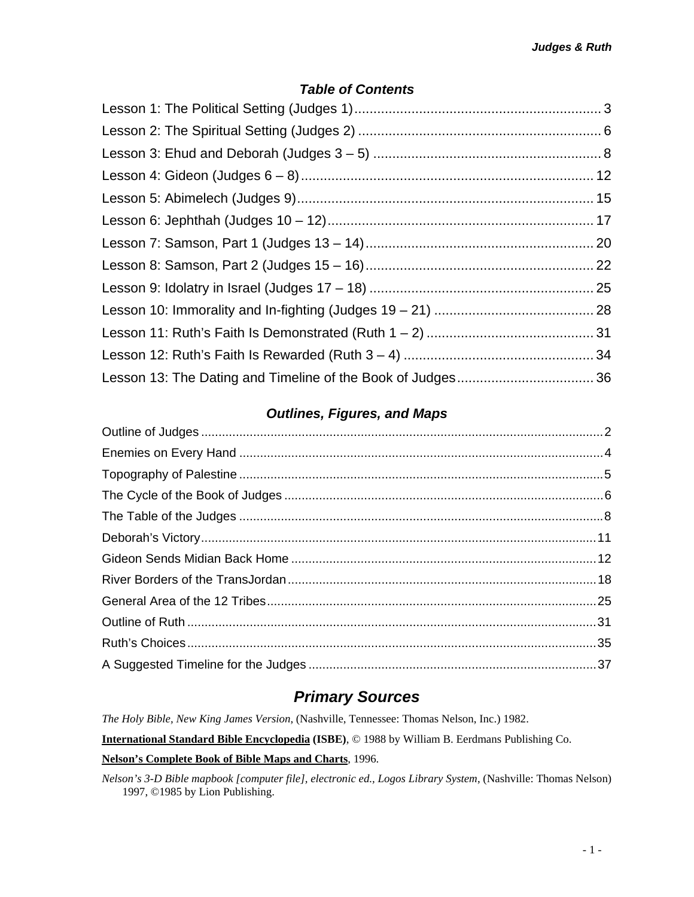### *Table of Contents*

Lesson 1: The Political Setting (Judges 1) .... 3
Lesson 2: The Spiritual Setting (Judges 2) .... 6
Lesson 3: Ehud and Deborah (Judges 3 – 5) .... 8
Lesson 4: Gideon (Judges 6 – 8) .... 12
Lesson 5: Abimelech (Judges 9) .... 15
Lesson 6: Jephthah (Judges 10 – 12) .... 17
Lesson 7: Samson, Part 1 (Judges 13 – 14) .... 20
Lesson 8: Samson, Part 2 (Judges 15 – 16) .... 22
Lesson 9: Idolatry in Israel (Judges 17 – 18) .... 25
Lesson 10: Immorality and In-fighting (Judges 19 – 21) .... 28
Lesson 11: Ruth's Faith Is Demonstrated (Ruth 1 – 2) .... 31
Lesson 12: Ruth's Faith Is Rewarded (Ruth 3 – 4) .... 34
Lesson 13: The Dating and Timeline of the Book of Judges .... 36

### *Outlines, Figures, and Maps*

Outline of Judges .... 2
Enemies on Every Hand .... 4
Topography of Palestine .... 5
The Cycle of the Book of Judges .... 6
The Table of the Judges .... 8
Deborah's Victory .... 11
Gideon Sends Midian Back Home .... 12
River Borders of the TransJordan .... 18
General Area of the 12 Tribes .... 25
Outline of Ruth .... 31
Ruth's Choices .... 35
A Suggested Timeline for the Judges .... 37

## *Primary Sources*

*The Holy Bible, New King James Version*, (Nashville, Tennessee: Thomas Nelson, Inc.) 1982.

**International Standard Bible Encyclopedia (ISBE)**, © 1988 by William B. Eerdmans Publishing Co.

**Nelson's Complete Book of Bible Maps and Charts**, 1996.

*Nelson's 3-D Bible mapbook [computer file], electronic ed., Logos Library System*, (Nashville: Thomas Nelson) 1997, ©1985 by Lion Publishing.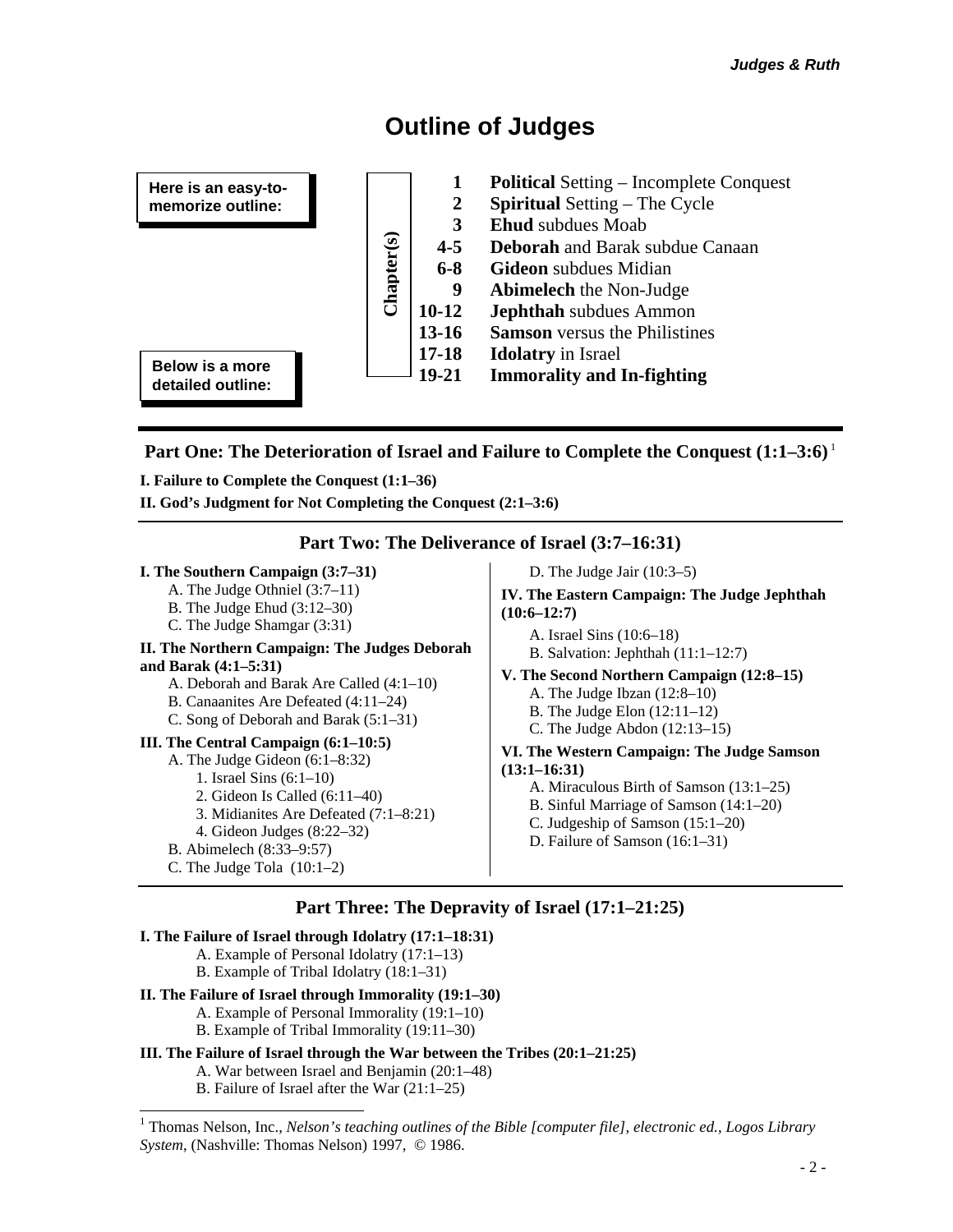# Outline of Judges

**Here is an easy-to-memorize outline:**

| Chapter(s) | |
|---|---|
| 1 | **Political** Setting – Incomplete Conquest |
| 2 | **Spiritual** Setting – The Cycle |
| 3 | **Ehud** subdues Moab |
| 4-5 | **Deborah** and Barak subdue Canaan |
| 6-8 | **Gideon** subdues Midian |
| 9 | **Abimelech** the Non-Judge |
| 10-12 | **Jephthah** subdues Ammon |
| 13-16 | **Samson** versus the Philistines |
| 17-18 | **Idolatry** in Israel |
| 19-21 | **Immorality and In-fighting** |

**Below is a more detailed outline:**

## Part One: The Deterioration of Israel and Failure to Complete the Conquest (1:1–3:6)[1]

**I. Failure to Complete the Conquest (1:1–36)**

**II. God's Judgment for Not Completing the Conquest (2:1–3:6)**

## Part Two: The Deliverance of Israel (3:7–16:31)

**I. The Southern Campaign (3:7–31)**

- A. The Judge Othniel (3:7–11)
- B. The Judge Ehud (3:12–30)
- C. The Judge Shamgar (3:31)

**II. The Northern Campaign: The Judges Deborah and Barak (4:1–5:31)**

- A. Deborah and Barak Are Called (4:1–10)
- B. Canaanites Are Defeated (4:11–24)
- C. Song of Deborah and Barak (5:1–31)

**III. The Central Campaign (6:1–10:5)**

- A. The Judge Gideon (6:1–8:32)
  1. Israel Sins (6:1–10)
  2. Gideon Is Called (6:11–40)
  3. Midianites Are Defeated (7:1–8:21)
  4. Gideon Judges (8:22–32)
- B. Abimelech (8:33–9:57)
- C. The Judge Tola (10:1–2)
- D. The Judge Jair (10:3–5)

**IV. The Eastern Campaign: The Judge Jephthah (10:6–12:7)**

- A. Israel Sins (10:6–18)
- B. Salvation: Jephthah (11:1–12:7)

**V. The Second Northern Campaign (12:8–15)**

- A. The Judge Ibzan (12:8–10)
- B. The Judge Elon (12:11–12)
- C. The Judge Abdon (12:13–15)

**VI. The Western Campaign: The Judge Samson (13:1–16:31)**

- A. Miraculous Birth of Samson (13:1–25)
- B. Sinful Marriage of Samson (14:1–20)
- C. Judgeship of Samson (15:1–20)
- D. Failure of Samson (16:1–31)

## Part Three: The Depravity of Israel (17:1–21:25)

**I. The Failure of Israel through Idolatry (17:1–18:31)**

- A. Example of Personal Idolatry (17:1–13)
- B. Example of Tribal Idolatry (18:1–31)

**II. The Failure of Israel through Immorality (19:1–30)**

- A. Example of Personal Immorality (19:1–10)
- B. Example of Tribal Immorality (19:11–30)

**III. The Failure of Israel through the War between the Tribes (20:1–21:25)**

- A. War between Israel and Benjamin (20:1–48)
- B. Failure of Israel after the War (21:1–25)

---

[1] Thomas Nelson, Inc., *Nelson's teaching outlines of the Bible [computer file], electronic ed., Logos Library System*, (Nashville: Thomas Nelson) 1997, © 1986.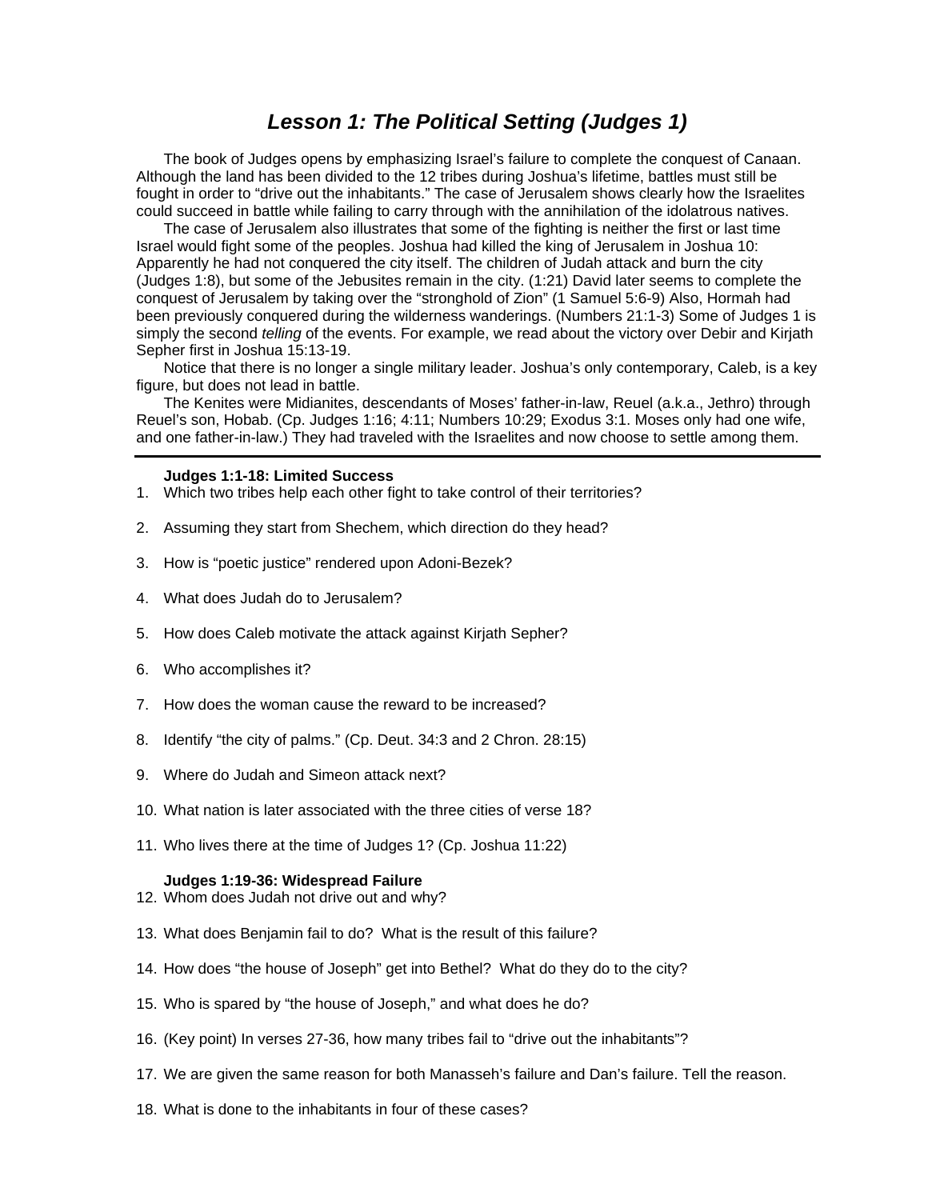# *Lesson 1: The Political Setting (Judges 1)*

The book of Judges opens by emphasizing Israel's failure to complete the conquest of Canaan. Although the land has been divided to the 12 tribes during Joshua's lifetime, battles must still be fought in order to "drive out the inhabitants." The case of Jerusalem shows clearly how the Israelites could succeed in battle while failing to carry through with the annihilation of the idolatrous natives.

The case of Jerusalem also illustrates that some of the fighting is neither the first or last time Israel would fight some of the peoples. Joshua had killed the king of Jerusalem in Joshua 10: Apparently he had not conquered the city itself. The children of Judah attack and burn the city (Judges 1:8), but some of the Jebusites remain in the city. (1:21) David later seems to complete the conquest of Jerusalem by taking over the "stronghold of Zion" (1 Samuel 5:6-9) Also, Hormah had been previously conquered during the wilderness wanderings. (Numbers 21:1-3) Some of Judges 1 is simply the second *telling* of the events. For example, we read about the victory over Debir and Kirjath Sepher first in Joshua 15:13-19.

Notice that there is no longer a single military leader. Joshua's only contemporary, Caleb, is a key figure, but does not lead in battle.

The Kenites were Midianites, descendants of Moses' father-in-law, Reuel (a.k.a., Jethro) through Reuel's son, Hobab. (Cp. Judges 1:16; 4:11; Numbers 10:29; Exodus 3:1. Moses only had one wife, and one father-in-law.) They had traveled with the Israelites and now choose to settle among them.

---

**Judges 1:1-18: Limited Success**

1. Which two tribes help each other fight to take control of their territories?
2. Assuming they start from Shechem, which direction do they head?
3. How is "poetic justice" rendered upon Adoni-Bezek?
4. What does Judah do to Jerusalem?
5. How does Caleb motivate the attack against Kirjath Sepher?
6. Who accomplishes it?
7. How does the woman cause the reward to be increased?
8. Identify "the city of palms." (Cp. Deut. 34:3 and 2 Chron. 28:15)
9. Where do Judah and Simeon attack next?
10. What nation is later associated with the three cities of verse 18?
11. Who lives there at the time of Judges 1? (Cp. Joshua 11:22)

**Judges 1:19-36: Widespread Failure**

12. Whom does Judah not drive out and why?
13. What does Benjamin fail to do? What is the result of this failure?
14. How does "the house of Joseph" get into Bethel? What do they do to the city?
15. Who is spared by "the house of Joseph," and what does he do?
16. (Key point) In verses 27-36, how many tribes fail to "drive out the inhabitants"?
17. We are given the same reason for both Manasseh's failure and Dan's failure. Tell the reason.
18. What is done to the inhabitants in four of these cases?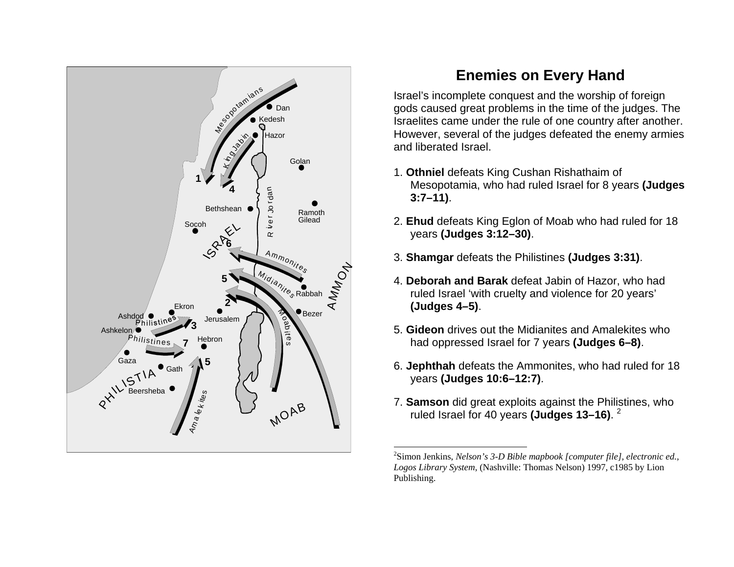## Enemies on Every Hand

Israel's incomplete conquest and the worship of foreign gods caused great problems in the time of the judges. The Israelites came under the rule of one country after another. However, several of the judges defeated the enemy armies and liberated Israel.

1. **Othniel** defeats King Cushan Rishathaim of Mesopotamia, who had ruled Israel for 8 years **(Judges 3:7–11)**.

2. **Ehud** defeats King Eglon of Moab who had ruled for 18 years **(Judges 3:12–30)**.

3. **Shamgar** defeats the Philistines **(Judges 3:31)**.

4. **Deborah and Barak** defeat Jabin of Hazor, who had ruled Israel 'with cruelty and violence for 20 years' **(Judges 4–5)**.

5. **Gideon** drives out the Midianites and Amalekites who had oppressed Israel for 7 years **(Judges 6–8)**.

6. **Jephthah** defeats the Ammonites, who had ruled for 18 years **(Judges 10:6–12:7)**.

7. **Samson** did great exploits against the Philistines, who ruled Israel for 40 years **(Judges 13–16)**. [2]

---

[2]Simon Jenkins, *Nelson's 3-D Bible mapbook [computer file], electronic ed., Logos Library System*, (Nashville: Thomas Nelson) 1997, c1985 by Lion Publishing.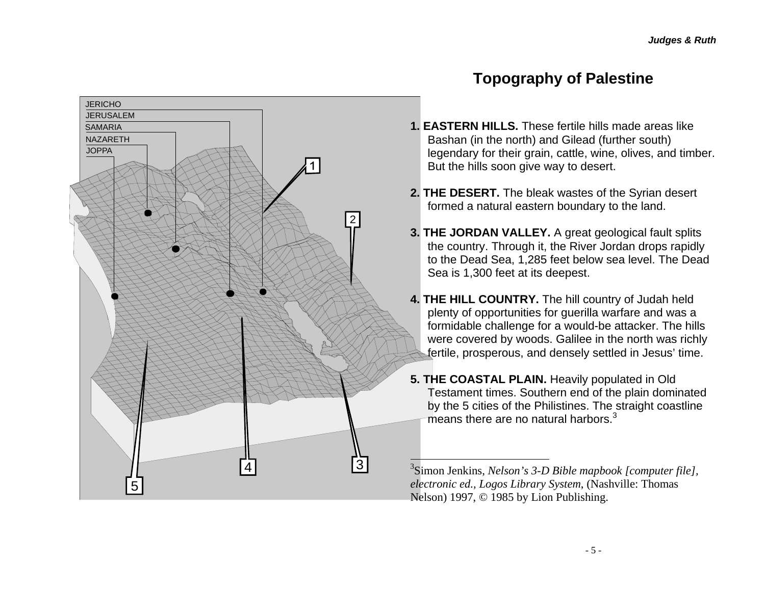# Topography of Palestine

JERICHO
JERUSALEM
SAMARIA
NAZARETH
JOPPA

**1. EASTERN HILLS.** These fertile hills made areas like Bashan (in the north) and Gilead (further south) legendary for their grain, cattle, wine, olives, and timber. But the hills soon give way to desert.

**2. THE DESERT.** The bleak wastes of the Syrian desert formed a natural eastern boundary to the land.

**3. THE JORDAN VALLEY.** A great geological fault splits the country. Through it, the River Jordan drops rapidly to the Dead Sea, 1,285 feet below sea level. The Dead Sea is 1,300 feet at its deepest.

**4. THE HILL COUNTRY.** The hill country of Judah held plenty of opportunities for guerilla warfare and was a formidable challenge for a would-be attacker. The hills were covered by woods. Galilee in the north was richly fertile, prosperous, and densely settled in Jesus' time.

**5. THE COASTAL PLAIN.** Heavily populated in Old Testament times. Southern end of the plain dominated by the 5 cities of the Philistines. The straight coastline means there are no natural harbors.[3]

---

[3]Simon Jenkins, *Nelson's 3-D Bible mapbook [computer file], electronic ed., Logos Library System*, (Nashville: Thomas Nelson) 1997, © 1985 by Lion Publishing.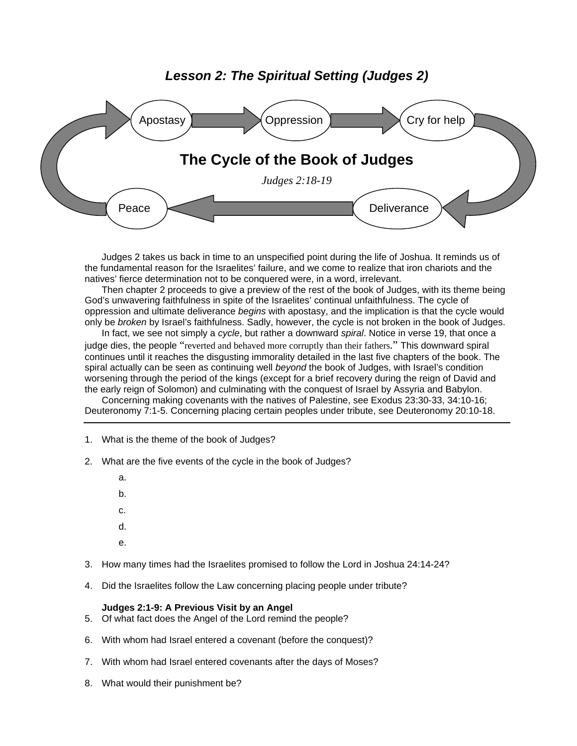### *Lesson 2: The Spiritual Setting (Judges 2)*

Apostasy → Oppression → Cry for help → Deliverance → Peace → Apostasy

**The Cycle of the Book of Judges**

*Judges 2:18-19*

Judges 2 takes us back in time to an unspecified point during the life of Joshua. It reminds us of the fundamental reason for the Israelites' failure, and we come to realize that iron chariots and the natives' fierce determination not to be conquered were, in a word, irrelevant.

Then chapter 2 proceeds to give a preview of the rest of the book of Judges, with its theme being God's unwavering faithfulness in spite of the Israelites' continual unfaithfulness. The cycle of oppression and ultimate deliverance *begins* with apostasy, and the implication is that the cycle would only be *broken* by Israel's faithfulness. Sadly, however, the cycle is not broken in the book of Judges.

In fact, we see not simply a *cycle*, but rather a downward *spiral*. Notice in verse 19, that once a judge dies, the people "reverted and behaved more corruptly than their fathers." This downward spiral continues until it reaches the disgusting immorality detailed in the last five chapters of the book. The spiral actually can be seen as continuing well *beyond* the book of Judges, with Israel's condition worsening through the period of the kings (except for a brief recovery during the reign of David and the early reign of Solomon) and culminating with the conquest of Israel by Assyria and Babylon.

Concerning making covenants with the natives of Palestine, see Exodus 23:30-33, 34:10-16; Deuteronomy 7:1-5. Concerning placing certain peoples under tribute, see Deuteronomy 20:10-18.

---

1. What is the theme of the book of Judges?

2. What are the five events of the cycle in the book of Judges?
   a.
   b.
   c.
   d.
   e.

3. How many times had the Israelites promised to follow the Lord in Joshua 24:14-24?

4. Did the Israelites follow the Law concerning placing people under tribute?

**Judges 2:1-9: A Previous Visit by an Angel**

5. Of what fact does the Angel of the Lord remind the people?

6. With whom had Israel entered a covenant (before the conquest)?

7. With whom had Israel entered covenants after the days of Moses?

8. What would their punishment be?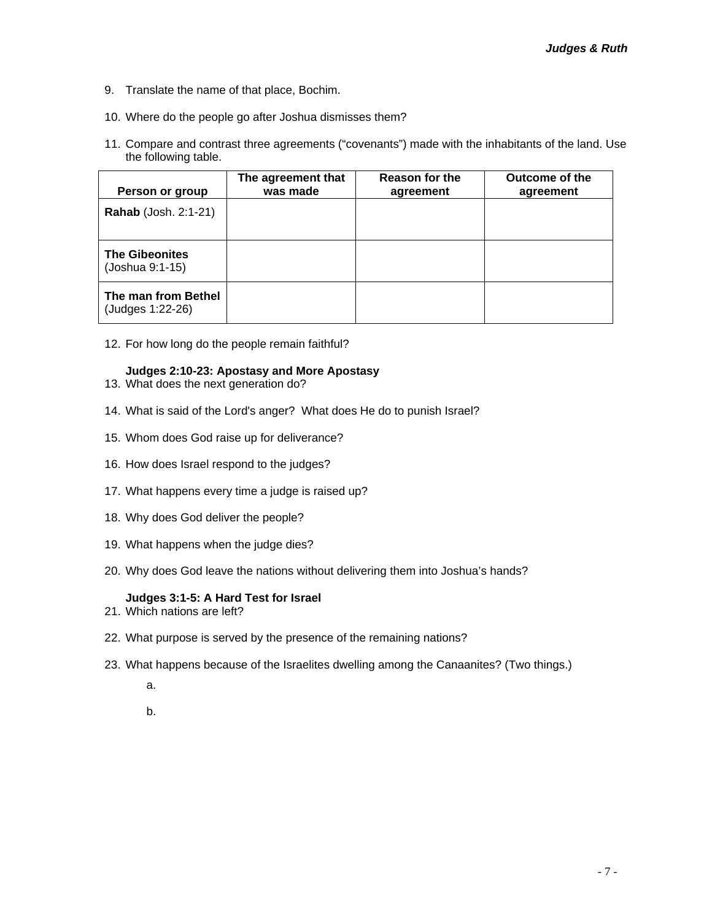9. Translate the name of that place, Bochim.

10. Where do the people go after Joshua dismisses them?

11. Compare and contrast three agreements ("covenants") made with the inhabitants of the land. Use the following table.

| Person or group | The agreement that was made | Reason for the agreement | Outcome of the agreement |
|---|---|---|---|
| **Rahab** (Josh. 2:1-21) | | | |
| **The Gibeonites** (Joshua 9:1-15) | | | |
| **The man from Bethel** (Judges 1:22-26) | | | |

12. For how long do the people remain faithful?

**Judges 2:10-23: Apostasy and More Apostasy**

13. What does the next generation do?

14. What is said of the Lord's anger? What does He do to punish Israel?

15. Whom does God raise up for deliverance?

16. How does Israel respond to the judges?

17. What happens every time a judge is raised up?

18. Why does God deliver the people?

19. What happens when the judge dies?

20. Why does God leave the nations without delivering them into Joshua's hands?

**Judges 3:1-5: A Hard Test for Israel**

21. Which nations are left?

22. What purpose is served by the presence of the remaining nations?

23. What happens because of the Israelites dwelling among the Canaanites? (Two things.)

    a.

    b.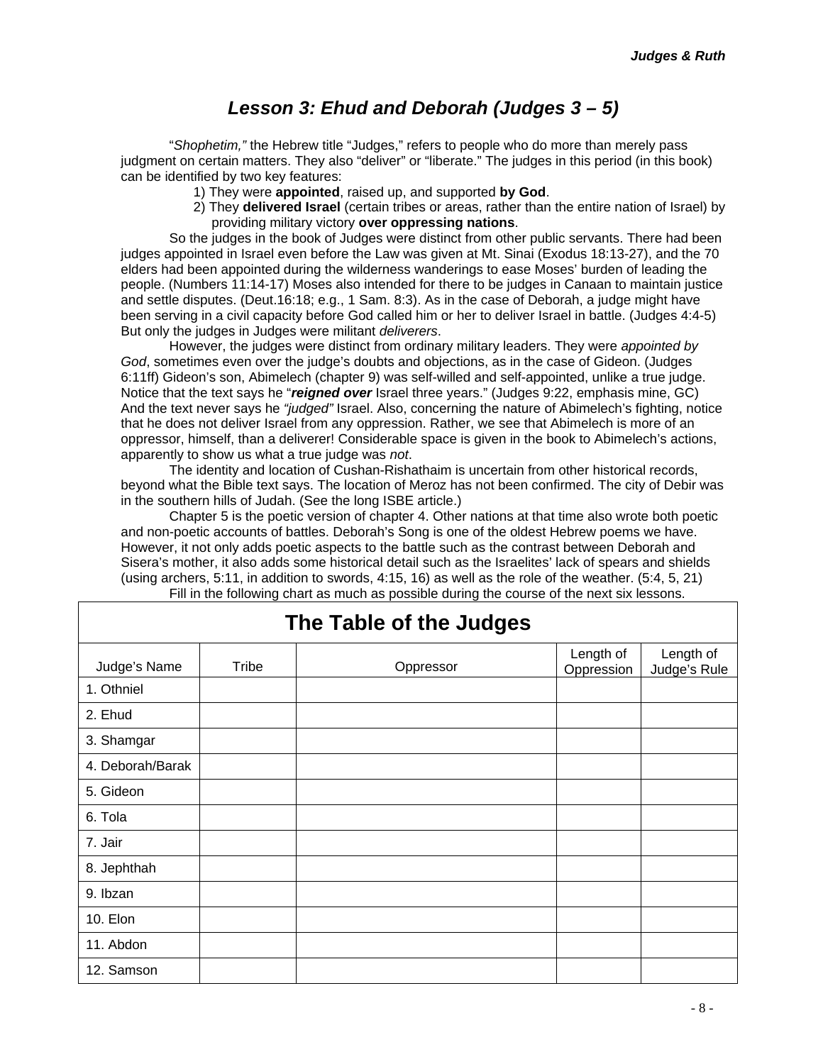# *Lesson 3: Ehud and Deborah (Judges 3 – 5)*

"*Shophetim,"* the Hebrew title "Judges," refers to people who do more than merely pass judgment on certain matters. They also "deliver" or "liberate." The judges in this period (in this book) can be identified by two key features:

1) They were **appointed**, raised up, and supported **by God**.
2) They **delivered Israel** (certain tribes or areas, rather than the entire nation of Israel) by providing military victory **over oppressing nations**.

So the judges in the book of Judges were distinct from other public servants. There had been judges appointed in Israel even before the Law was given at Mt. Sinai (Exodus 18:13-27), and the 70 elders had been appointed during the wilderness wanderings to ease Moses' burden of leading the people. (Numbers 11:14-17) Moses also intended for there to be judges in Canaan to maintain justice and settle disputes. (Deut.16:18; e.g., 1 Sam. 8:3). As in the case of Deborah, a judge might have been serving in a civil capacity before God called him or her to deliver Israel in battle. (Judges 4:4-5) But only the judges in Judges were militant *deliverers*.

However, the judges were distinct from ordinary military leaders. They were *appointed by God*, sometimes even over the judge's doubts and objections, as in the case of Gideon. (Judges 6:11ff) Gideon's son, Abimelech (chapter 9) was self-willed and self-appointed, unlike a true judge. Notice that the text says he "***reigned over*** Israel three years." (Judges 9:22, emphasis mine, GC) And the text never says he *"judged"* Israel. Also, concerning the nature of Abimelech's fighting, notice that he does not deliver Israel from any oppression. Rather, we see that Abimelech is more of an oppressor, himself, than a deliverer! Considerable space is given in the book to Abimelech's actions, apparently to show us what a true judge was *not*.

The identity and location of Cushan-Rishathaim is uncertain from other historical records, beyond what the Bible text says. The location of Meroz has not been confirmed. The city of Debir was in the southern hills of Judah. (See the long ISBE article.)

Chapter 5 is the poetic version of chapter 4. Other nations at that time also wrote both poetic and non-poetic accounts of battles. Deborah's Song is one of the oldest Hebrew poems we have. However, it not only adds poetic aspects to the battle such as the contrast between Deborah and Sisera's mother, it also adds some historical detail such as the Israelites' lack of spears and shields (using archers, 5:11, in addition to swords, 4:15, 16) as well as the role of the weather. (5:4, 5, 21)

Fill in the following chart as much as possible during the course of the next six lessons.

| The Table of the Judges | | | | |
|---|---|---|---|---|
| Judge's Name | Tribe | Oppressor | Length of Oppression | Length of Judge's Rule |
| 1. Othniel | | | | |
| 2. Ehud | | | | |
| 3. Shamgar | | | | |
| 4. Deborah/Barak | | | | |
| 5. Gideon | | | | |
| 6. Tola | | | | |
| 7. Jair | | | | |
| 8. Jephthah | | | | |
| 9. Ibzan | | | | |
| 10. Elon | | | | |
| 11. Abdon | | | | |
| 12. Samson | | | | |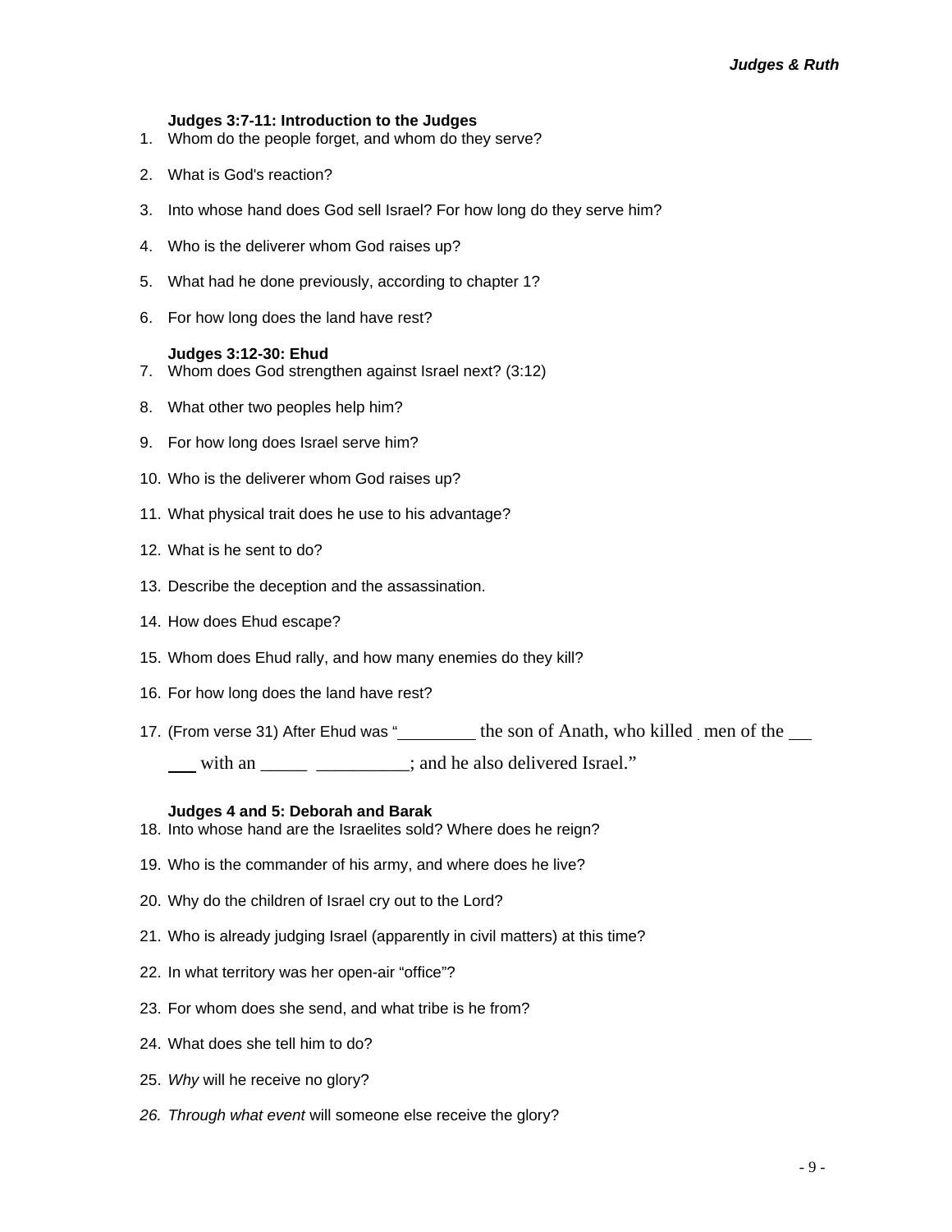**Judges 3:7-11: Introduction to the Judges**

1. Whom do the people forget, and whom do they serve?
2. What is God's reaction?
3. Into whose hand does God sell Israel? For how long do they serve him?
4. Who is the deliverer whom God raises up?
5. What had he done previously, according to chapter 1?
6. For how long does the land have rest?

**Judges 3:12-30: Ehud**

7. Whom does God strengthen against Israel next? (3:12)
8. What other two peoples help him?
9. For how long does Israel serve him?
10. Who is the deliverer whom God raises up?
11. What physical trait does he use to his advantage?
12. What is he sent to do?
13. Describe the deception and the assassination.
14. How does Ehud escape?
15. Whom does Ehud rally, and how many enemies do they kill?
16. For how long does the land have rest?
17. (From verse 31) After Ehud was "_________ the son of Anath, who killed _ men of the ___ ___ with an _____ __________; and he also delivered Israel."

**Judges 4 and 5: Deborah and Barak**

18. Into whose hand are the Israelites sold? Where does he reign?
19. Who is the commander of his army, and where does he live?
20. Why do the children of Israel cry out to the Lord?
21. Who is already judging Israel (apparently in civil matters) at this time?
22. In what territory was her open-air "office"?
23. For whom does she send, and what tribe is he from?
24. What does she tell him to do?
25. *Why* will he receive no glory?
26. *Through what event* will someone else receive the glory?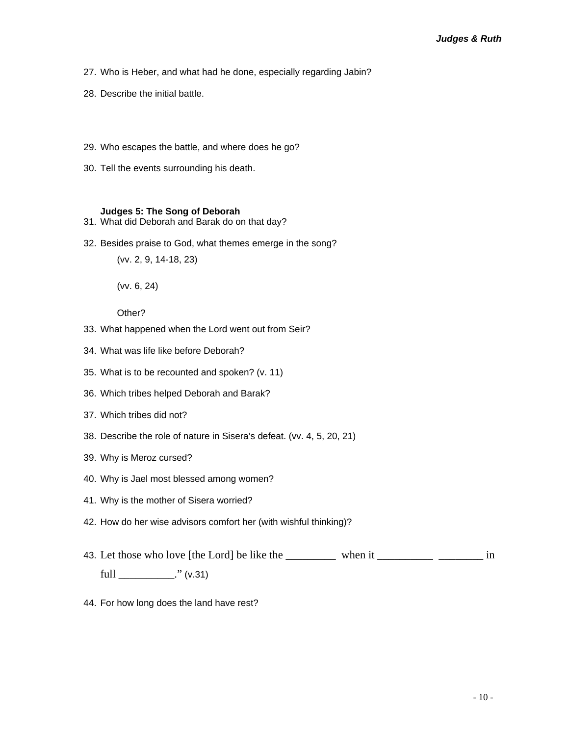27. Who is Heber, and what had he done, especially regarding Jabin?

28. Describe the initial battle.

29. Who escapes the battle, and where does he go?

30. Tell the events surrounding his death.

**Judges 5: The Song of Deborah**

31. What did Deborah and Barak do on that day?

32. Besides praise to God, what themes emerge in the song?

    (vv. 2, 9, 14-18, 23)

    (vv. 6, 24)

    Other?

33. What happened when the Lord went out from Seir?

34. What was life like before Deborah?

35. What is to be recounted and spoken? (v. 11)

36. Which tribes helped Deborah and Barak?

37. Which tribes did not?

38. Describe the role of nature in Sisera's defeat. (vv. 4, 5, 20, 21)

39. Why is Meroz cursed?

40. Why is Jael most blessed among women?

41. Why is the mother of Sisera worried?

42. How do her wise advisors comfort her (with wishful thinking)?

43. Let those who love [the Lord] be like the _________ when it __________ ________ in full __________." (v.31)

44. For how long does the land have rest?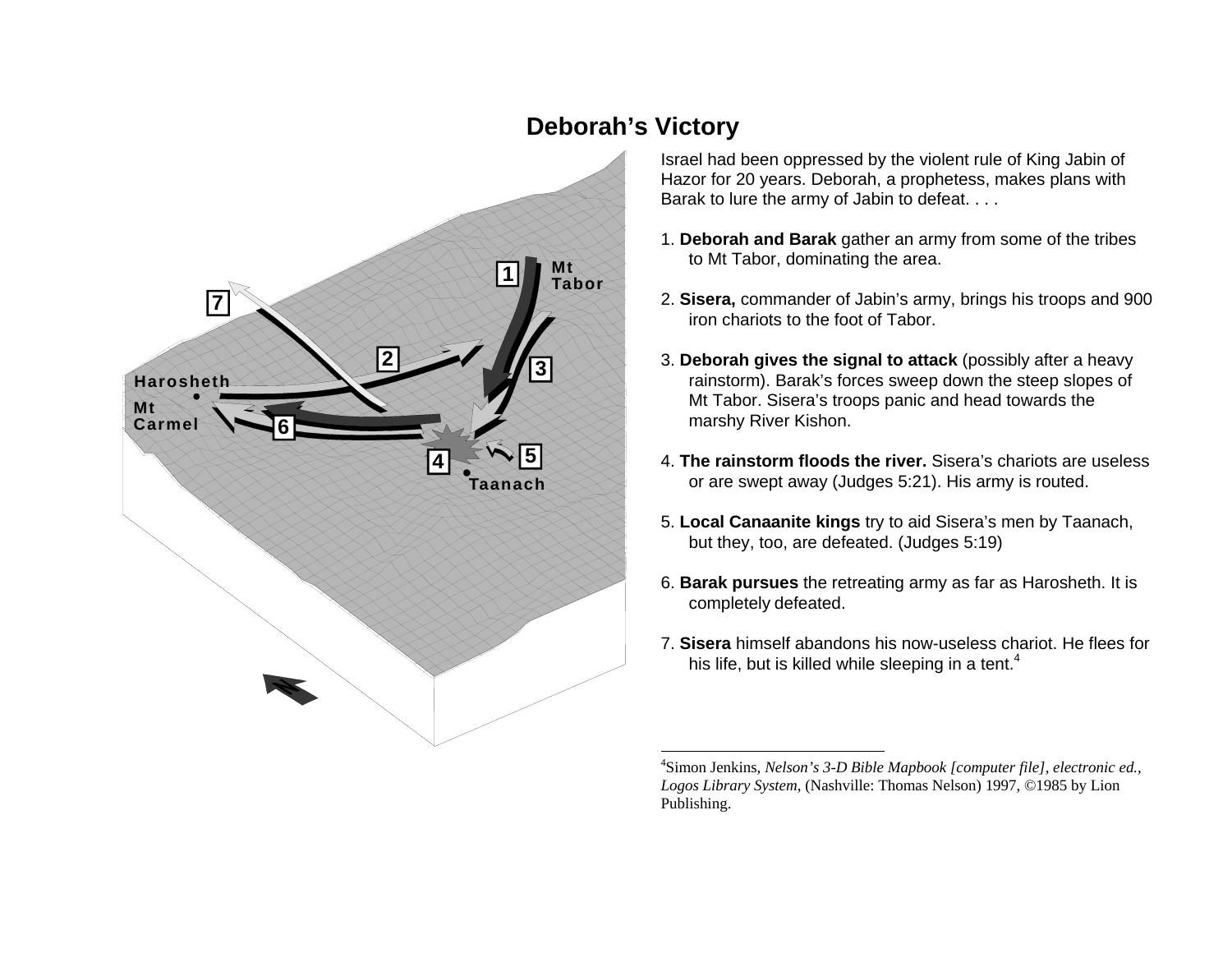# Deborah's Victory

Israel had been oppressed by the violent rule of King Jabin of Hazor for 20 years. Deborah, a prophetess, makes plans with Barak to lure the army of Jabin to defeat. . . .

1. **Deborah and Barak** gather an army from some of the tribes to Mt Tabor, dominating the area.

2. **Sisera,** commander of Jabin's army, brings his troops and 900 iron chariots to the foot of Tabor.

3. **Deborah gives the signal to attack** (possibly after a heavy rainstorm). Barak's forces sweep down the steep slopes of Mt Tabor. Sisera's troops panic and head towards the marshy River Kishon.

4. **The rainstorm floods the river.** Sisera's chariots are useless or are swept away (Judges 5:21). His army is routed.

5. **Local Canaanite kings** try to aid Sisera's men by Taanach, but they, too, are defeated. (Judges 5:19)

6. **Barak pursues** the retreating army as far as Harosheth. It is completely defeated.

7. **Sisera** himself abandons his now-useless chariot. He flees for his life, but is killed while sleeping in a tent.[4]

---

[4]Simon Jenkins, *Nelson's 3-D Bible Mapbook [computer file], electronic ed., Logos Library System*, (Nashville: Thomas Nelson) 1997, ©1985 by Lion Publishing.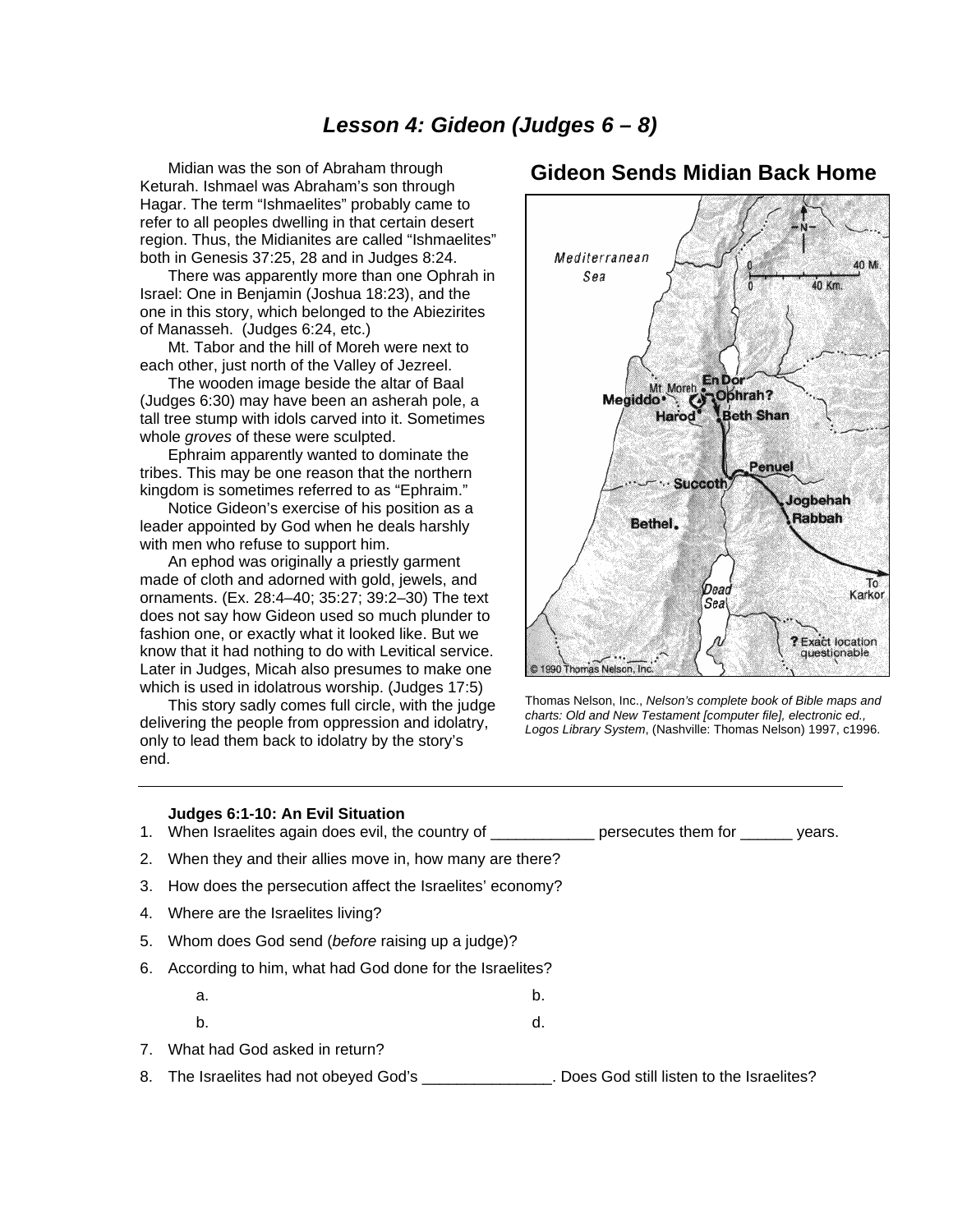# *Lesson 4: Gideon (Judges 6 – 8)*

Midian was the son of Abraham through Keturah. Ishmael was Abraham's son through Hagar. The term "Ishmaelites" probably came to refer to all peoples dwelling in that certain desert region. Thus, the Midianites are called "Ishmaelites" both in Genesis 37:25, 28 and in Judges 8:24.

There was apparently more than one Ophrah in Israel: One in Benjamin (Joshua 18:23), and the one in this story, which belonged to the Abiezirites of Manasseh. (Judges 6:24, etc.)

Mt. Tabor and the hill of Moreh were next to each other, just north of the Valley of Jezreel.

The wooden image beside the altar of Baal (Judges 6:30) may have been an asherah pole, a tall tree stump with idols carved into it. Sometimes whole *groves* of these were sculpted.

Ephraim apparently wanted to dominate the tribes. This may be one reason that the northern kingdom is sometimes referred to as "Ephraim."

Notice Gideon's exercise of his position as a leader appointed by God when he deals harshly with men who refuse to support him.

An ephod was originally a priestly garment made of cloth and adorned with gold, jewels, and ornaments. (Ex. 28:4–40; 35:27; 39:2–30) The text does not say how Gideon used so much plunder to fashion one, or exactly what it looked like. But we know that it had nothing to do with Levitical service. Later in Judges, Micah also presumes to make one which is used in idolatrous worship. (Judges 17:5)

This story sadly comes full circle, with the judge delivering the people from oppression and idolatry, only to lead them back to idolatry by the story's end.

## Gideon Sends Midian Back Home

Thomas Nelson, Inc., *Nelson's complete book of Bible maps and charts: Old and New Testament [computer file], electronic ed., Logos Library System*, (Nashville: Thomas Nelson) 1997, c1996.

---

**Judges 6:1-10: An Evil Situation**

1. When Israelites again does evil, the country of ____________ persecutes them for ______ years.
2. When they and their allies move in, how many are there?
3. How does the persecution affect the Israelites' economy?
4. Where are the Israelites living?
5. Whom does God send (*before* raising up a judge)?
6. According to him, what had God done for the Israelites?
   a. b.
   b. d.
7. What had God asked in return?
8. The Israelites had not obeyed God's _______________. Does God still listen to the Israelites?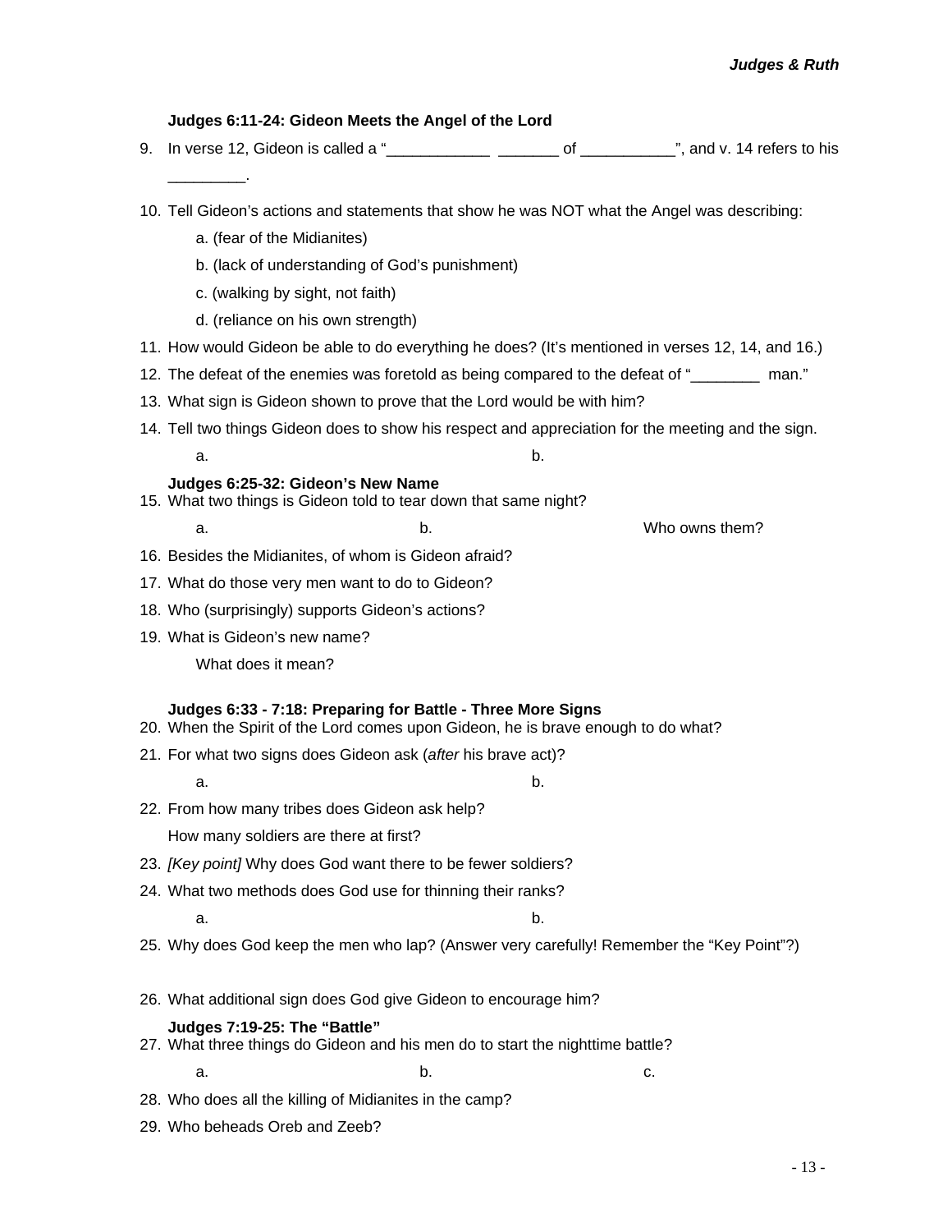**Judges 6:11-24: Gideon Meets the Angel of the Lord**

9. In verse 12, Gideon is called a "____________ _______ of ___________", and v. 14 refers to his _________.

10. Tell Gideon's actions and statements that show he was NOT what the Angel was describing:

    a. (fear of the Midianites)

    b. (lack of understanding of God's punishment)

    c. (walking by sight, not faith)

    d. (reliance on his own strength)

11. How would Gideon be able to do everything he does? (It's mentioned in verses 12, 14, and 16.)

12. The defeat of the enemies was foretold as being compared to the defeat of "________ man."

13. What sign is Gideon shown to prove that the Lord would be with him?

14. Tell two things Gideon does to show his respect and appreciation for the meeting and the sign.

    a. b.

**Judges 6:25-32: Gideon's New Name**

15. What two things is Gideon told to tear down that same night?

    a. b. Who owns them?

16. Besides the Midianites, of whom is Gideon afraid?

17. What do those very men want to do to Gideon?

18. Who (surprisingly) supports Gideon's actions?

19. What is Gideon's new name?

    What does it mean?

**Judges 6:33 - 7:18: Preparing for Battle - Three More Signs**

20. When the Spirit of the Lord comes upon Gideon, he is brave enough to do what?

21. For what two signs does Gideon ask (*after* his brave act)?

    a. b.

22. From how many tribes does Gideon ask help?

    How many soldiers are there at first?

23. *[Key point]* Why does God want there to be fewer soldiers?

24. What two methods does God use for thinning their ranks?

    a. b.

25. Why does God keep the men who lap? (Answer very carefully! Remember the "Key Point"?)

26. What additional sign does God give Gideon to encourage him?

**Judges 7:19-25: The "Battle"**

27. What three things do Gideon and his men do to start the nighttime battle?

    a. b. c.

28. Who does all the killing of Midianites in the camp?

29. Who beheads Oreb and Zeeb?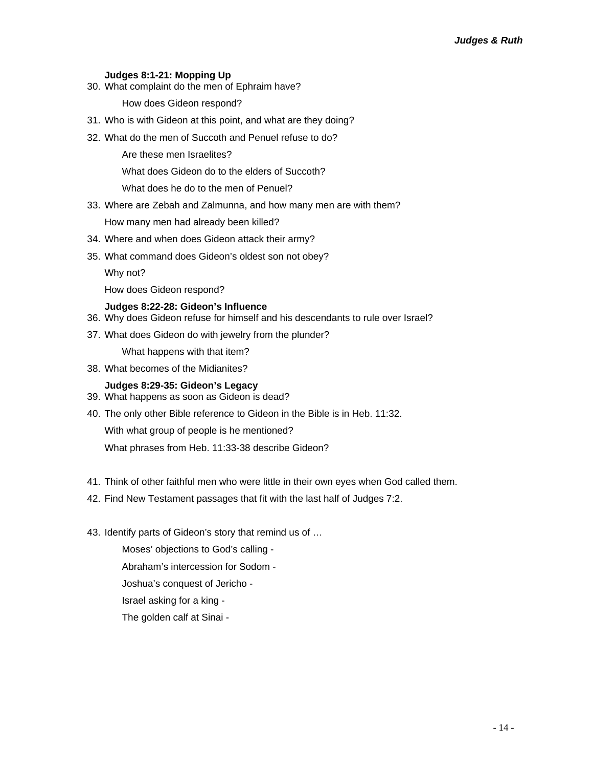**Judges 8:1-21: Mopping Up**

30. What complaint do the men of Ephraim have?

    How does Gideon respond?

31. Who is with Gideon at this point, and what are they doing?

32. What do the men of Succoth and Penuel refuse to do?

    Are these men Israelites?

    What does Gideon do to the elders of Succoth?

    What does he do to the men of Penuel?

33. Where are Zebah and Zalmunna, and how many men are with them?

    How many men had already been killed?

34. Where and when does Gideon attack their army?

35. What command does Gideon's oldest son not obey?

    Why not?

    How does Gideon respond?

**Judges 8:22-28: Gideon's Influence**

36. Why does Gideon refuse for himself and his descendants to rule over Israel?

37. What does Gideon do with jewelry from the plunder?

    What happens with that item?

38. What becomes of the Midianites?

**Judges 8:29-35: Gideon's Legacy**

39. What happens as soon as Gideon is dead?

40. The only other Bible reference to Gideon in the Bible is in Heb. 11:32.

    With what group of people is he mentioned?

    What phrases from Heb. 11:33-38 describe Gideon?

41. Think of other faithful men who were little in their own eyes when God called them.

42. Find New Testament passages that fit with the last half of Judges 7:2.

43. Identify parts of Gideon's story that remind us of …

    Moses' objections to God's calling -

    Abraham's intercession for Sodom -

    Joshua's conquest of Jericho -

    Israel asking for a king -

    The golden calf at Sinai -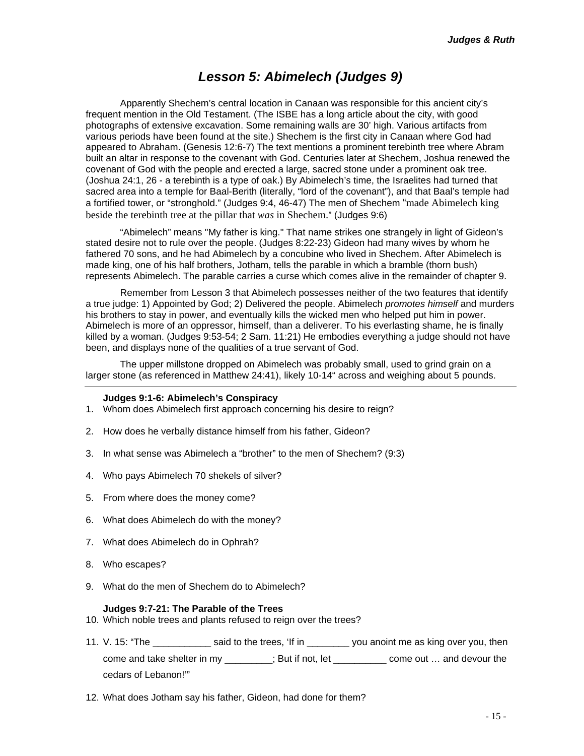# Lesson 5: Abimelech (Judges 9)

Apparently Shechem's central location in Canaan was responsible for this ancient city's frequent mention in the Old Testament. (The ISBE has a long article about the city, with good photographs of extensive excavation. Some remaining walls are 30' high. Various artifacts from various periods have been found at the site.) Shechem is the first city in Canaan where God had appeared to Abraham. (Genesis 12:6-7) The text mentions a prominent terebinth tree where Abram built an altar in response to the covenant with God. Centuries later at Shechem, Joshua renewed the covenant of God with the people and erected a large, sacred stone under a prominent oak tree. (Joshua 24:1, 26 - a terebinth is a type of oak.) By Abimelech's time, the Israelites had turned that sacred area into a temple for Baal-Berith (literally, "lord of the covenant"), and that Baal's temple had a fortified tower, or "stronghold." (Judges 9:4, 46-47) The men of Shechem "made Abimelech king beside the terebinth tree at the pillar that *was* in Shechem." (Judges 9:6)

"Abimelech" means "My father is king." That name strikes one strangely in light of Gideon's stated desire not to rule over the people. (Judges 8:22-23) Gideon had many wives by whom he fathered 70 sons, and he had Abimelech by a concubine who lived in Shechem. After Abimelech is made king, one of his half brothers, Jotham, tells the parable in which a bramble (thorn bush) represents Abimelech. The parable carries a curse which comes alive in the remainder of chapter 9.

Remember from Lesson 3 that Abimelech possesses neither of the two features that identify a true judge: 1) Appointed by God; 2) Delivered the people. Abimelech *promotes himself* and murders his brothers to stay in power, and eventually kills the wicked men who helped put him in power. Abimelech is more of an oppressor, himself, than a deliverer. To his everlasting shame, he is finally killed by a woman. (Judges 9:53-54; 2 Sam. 11:21) He embodies everything a judge should not have been, and displays none of the qualities of a true servant of God.

The upper millstone dropped on Abimelech was probably small, used to grind grain on a larger stone (as referenced in Matthew 24:41), likely 10-14" across and weighing about 5 pounds.

---

**Judges 9:1-6: Abimelech's Conspiracy**

1. Whom does Abimelech first approach concerning his desire to reign?

2. How does he verbally distance himself from his father, Gideon?

3. In what sense was Abimelech a "brother" to the men of Shechem? (9:3)

4. Who pays Abimelech 70 shekels of silver?

5. From where does the money come?

6. What does Abimelech do with the money?

7. What does Abimelech do in Ophrah?

8. Who escapes?

9. What do the men of Shechem do to Abimelech?

**Judges 9:7-21: The Parable of the Trees**

10. Which noble trees and plants refused to reign over the trees?

11. V. 15: "The ___________ said to the trees, 'If in ________ you anoint me as king over you, then come and take shelter in my _________; But if not, let __________ come out … and devour the cedars of Lebanon!'"

12. What does Jotham say his father, Gideon, had done for them?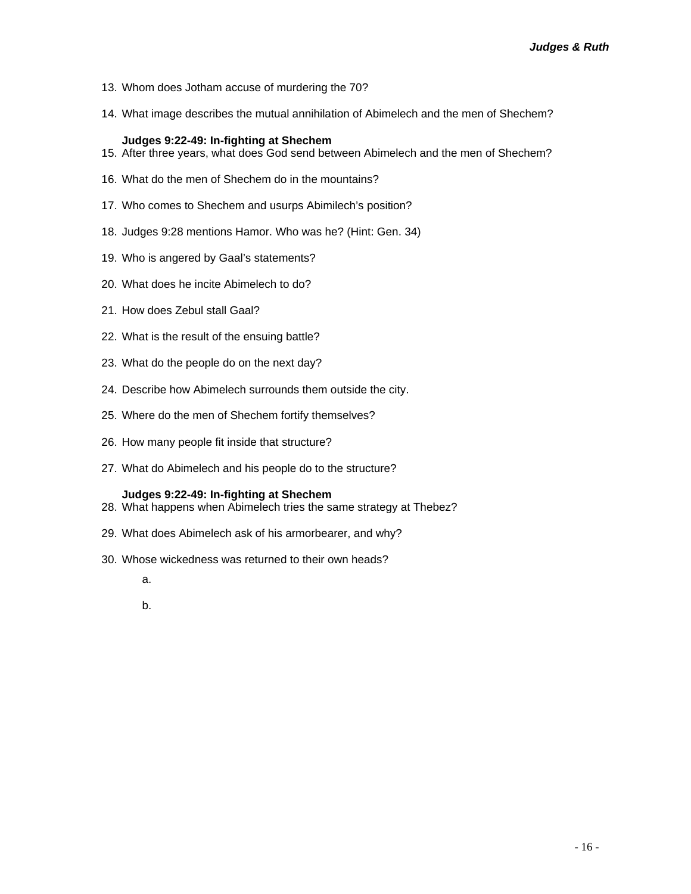13. Whom does Jotham accuse of murdering the 70?

14. What image describes the mutual annihilation of Abimelech and the men of Shechem?

**Judges 9:22-49: In-fighting at Shechem**

15. After three years, what does God send between Abimelech and the men of Shechem?

16. What do the men of Shechem do in the mountains?

17. Who comes to Shechem and usurps Abimilech's position?

18. Judges 9:28 mentions Hamor. Who was he? (Hint: Gen. 34)

19. Who is angered by Gaal's statements?

20. What does he incite Abimelech to do?

21. How does Zebul stall Gaal?

22. What is the result of the ensuing battle?

23. What do the people do on the next day?

24. Describe how Abimelech surrounds them outside the city.

25. Where do the men of Shechem fortify themselves?

26. How many people fit inside that structure?

27. What do Abimelech and his people do to the structure?

**Judges 9:22-49: In-fighting at Shechem**

28. What happens when Abimelech tries the same strategy at Thebez?

29. What does Abimelech ask of his armorbearer, and why?

30. Whose wickedness was returned to their own heads?

    a.

    b.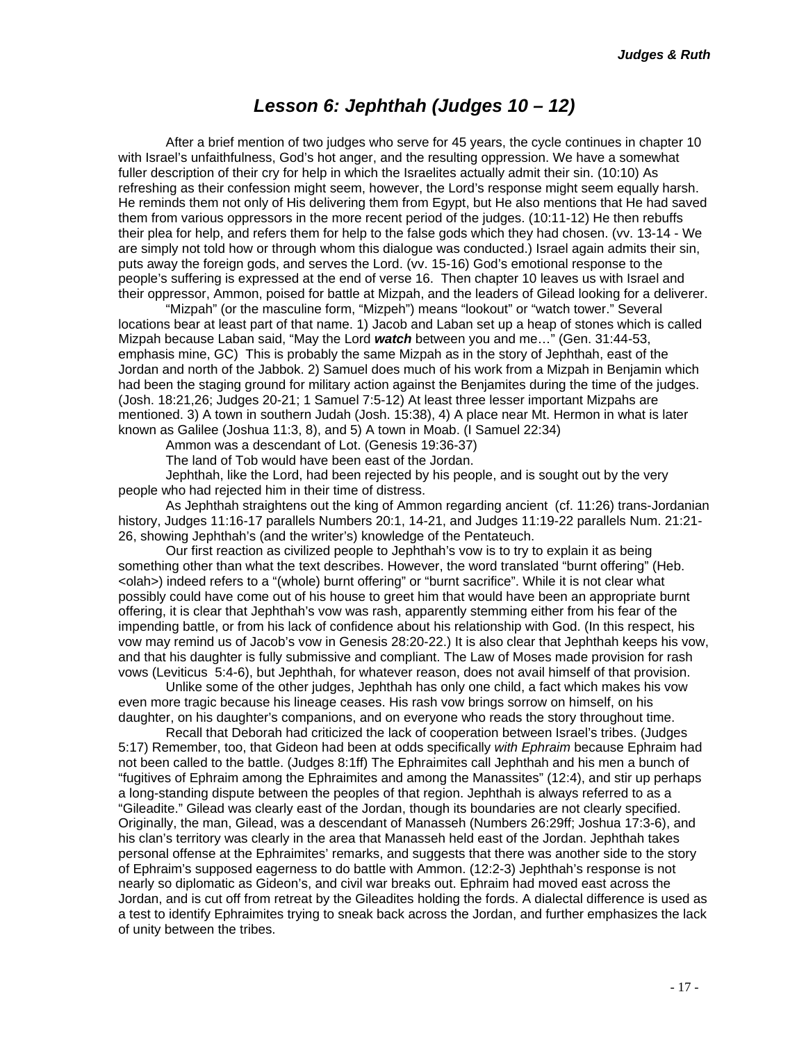# *Lesson 6: Jephthah (Judges 10 – 12)*

After a brief mention of two judges who serve for 45 years, the cycle continues in chapter 10 with Israel's unfaithfulness, God's hot anger, and the resulting oppression. We have a somewhat fuller description of their cry for help in which the Israelites actually admit their sin. (10:10) As refreshing as their confession might seem, however, the Lord's response might seem equally harsh. He reminds them not only of His delivering them from Egypt, but He also mentions that He had saved them from various oppressors in the more recent period of the judges. (10:11-12) He then rebuffs their plea for help, and refers them for help to the false gods which they had chosen. (vv. 13-14 - We are simply not told how or through whom this dialogue was conducted.) Israel again admits their sin, puts away the foreign gods, and serves the Lord. (vv. 15-16) God's emotional response to the people's suffering is expressed at the end of verse 16. Then chapter 10 leaves us with Israel and their oppressor, Ammon, poised for battle at Mizpah, and the leaders of Gilead looking for a deliverer.

"Mizpah" (or the masculine form, "Mizpeh") means "lookout" or "watch tower." Several locations bear at least part of that name. 1) Jacob and Laban set up a heap of stones which is called Mizpah because Laban said, "May the Lord ***watch*** between you and me…" (Gen. 31:44-53, emphasis mine, GC) This is probably the same Mizpah as in the story of Jephthah, east of the Jordan and north of the Jabbok. 2) Samuel does much of his work from a Mizpah in Benjamin which had been the staging ground for military action against the Benjamites during the time of the judges. (Josh. 18:21,26; Judges 20-21; 1 Samuel 7:5-12) At least three lesser important Mizpahs are mentioned. 3) A town in southern Judah (Josh. 15:38), 4) A place near Mt. Hermon in what is later known as Galilee (Joshua 11:3, 8), and 5) A town in Moab. (I Samuel 22:34)

Ammon was a descendant of Lot. (Genesis 19:36-37)

The land of Tob would have been east of the Jordan.

Jephthah, like the Lord, had been rejected by his people, and is sought out by the very people who had rejected him in their time of distress.

As Jephthah straightens out the king of Ammon regarding ancient (cf. 11:26) trans-Jordanian history, Judges 11:16-17 parallels Numbers 20:1, 14-21, and Judges 11:19-22 parallels Num. 21:21-26, showing Jephthah's (and the writer's) knowledge of the Pentateuch.

Our first reaction as civilized people to Jephthah's vow is to try to explain it as being something other than what the text describes. However, the word translated "burnt offering" (Heb. <olah>) indeed refers to a "(whole) burnt offering" or "burnt sacrifice". While it is not clear what possibly could have come out of his house to greet him that would have been an appropriate burnt offering, it is clear that Jephthah's vow was rash, apparently stemming either from his fear of the impending battle, or from his lack of confidence about his relationship with God. (In this respect, his vow may remind us of Jacob's vow in Genesis 28:20-22.) It is also clear that Jephthah keeps his vow, and that his daughter is fully submissive and compliant. The Law of Moses made provision for rash vows (Leviticus 5:4-6), but Jephthah, for whatever reason, does not avail himself of that provision.

Unlike some of the other judges, Jephthah has only one child, a fact which makes his vow even more tragic because his lineage ceases. His rash vow brings sorrow on himself, on his daughter, on his daughter's companions, and on everyone who reads the story throughout time.

Recall that Deborah had criticized the lack of cooperation between Israel's tribes. (Judges 5:17) Remember, too, that Gideon had been at odds specifically *with Ephraim* because Ephraim had not been called to the battle. (Judges 8:1ff) The Ephraimites call Jephthah and his men a bunch of "fugitives of Ephraim among the Ephraimites and among the Manassites" (12:4), and stir up perhaps a long-standing dispute between the peoples of that region. Jephthah is always referred to as a "Gileadite." Gilead was clearly east of the Jordan, though its boundaries are not clearly specified. Originally, the man, Gilead, was a descendant of Manasseh (Numbers 26:29ff; Joshua 17:3-6), and his clan's territory was clearly in the area that Manasseh held east of the Jordan. Jephthah takes personal offense at the Ephraimites' remarks, and suggests that there was another side to the story of Ephraim's supposed eagerness to do battle with Ammon. (12:2-3) Jephthah's response is not nearly so diplomatic as Gideon's, and civil war breaks out. Ephraim had moved east across the Jordan, and is cut off from retreat by the Gileadites holding the fords. A dialectal difference is used as a test to identify Ephraimites trying to sneak back across the Jordan, and further emphasizes the lack of unity between the tribes.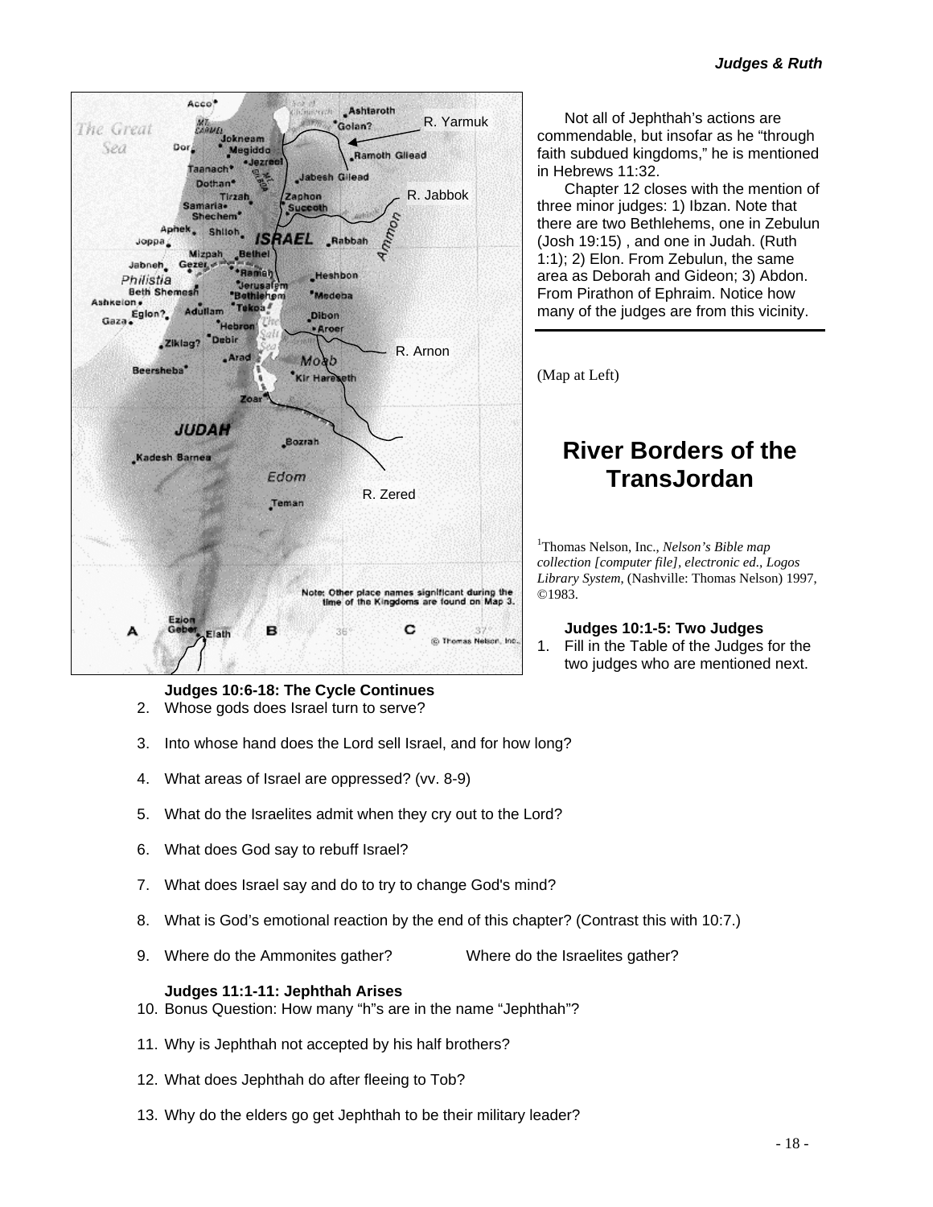Not all of Jephthah's actions are commendable, but insofar as he "through faith subdued kingdoms," he is mentioned in Hebrews 11:32.

Chapter 12 closes with the mention of three minor judges: 1) Ibzan. Note that there are two Bethlehems, one in Zebulun (Josh 19:15) , and one in Judah. (Ruth 1:1); 2) Elon. From Zebulun, the same area as Deborah and Gideon; 3) Abdon. From Pirathon of Ephraim. Notice how many of the judges are from this vicinity.

---

(Map at Left)

## River Borders of the TransJordan

[1]Thomas Nelson, Inc., *Nelson's Bible map collection [computer file], electronic ed., Logos Library System*, (Nashville: Thomas Nelson) 1997, ©1983.

**Judges 10:1-5: Two Judges**

1. Fill in the Table of the Judges for the two judges who are mentioned next.

**Judges 10:6-18: The Cycle Continues**

2. Whose gods does Israel turn to serve?
3. Into whose hand does the Lord sell Israel, and for how long?
4. What areas of Israel are oppressed? (vv. 8-9)
5. What do the Israelites admit when they cry out to the Lord?
6. What does God say to rebuff Israel?
7. What does Israel say and do to try to change God's mind?
8. What is God's emotional reaction by the end of this chapter? (Contrast this with 10:7.)
9. Where do the Ammonites gather? Where do the Israelites gather?

**Judges 11:1-11: Jephthah Arises**

10. Bonus Question: How many "h"s are in the name "Jephthah"?
11. Why is Jephthah not accepted by his half brothers?
12. What does Jephthah do after fleeing to Tob?
13. Why do the elders go get Jephthah to be their military leader?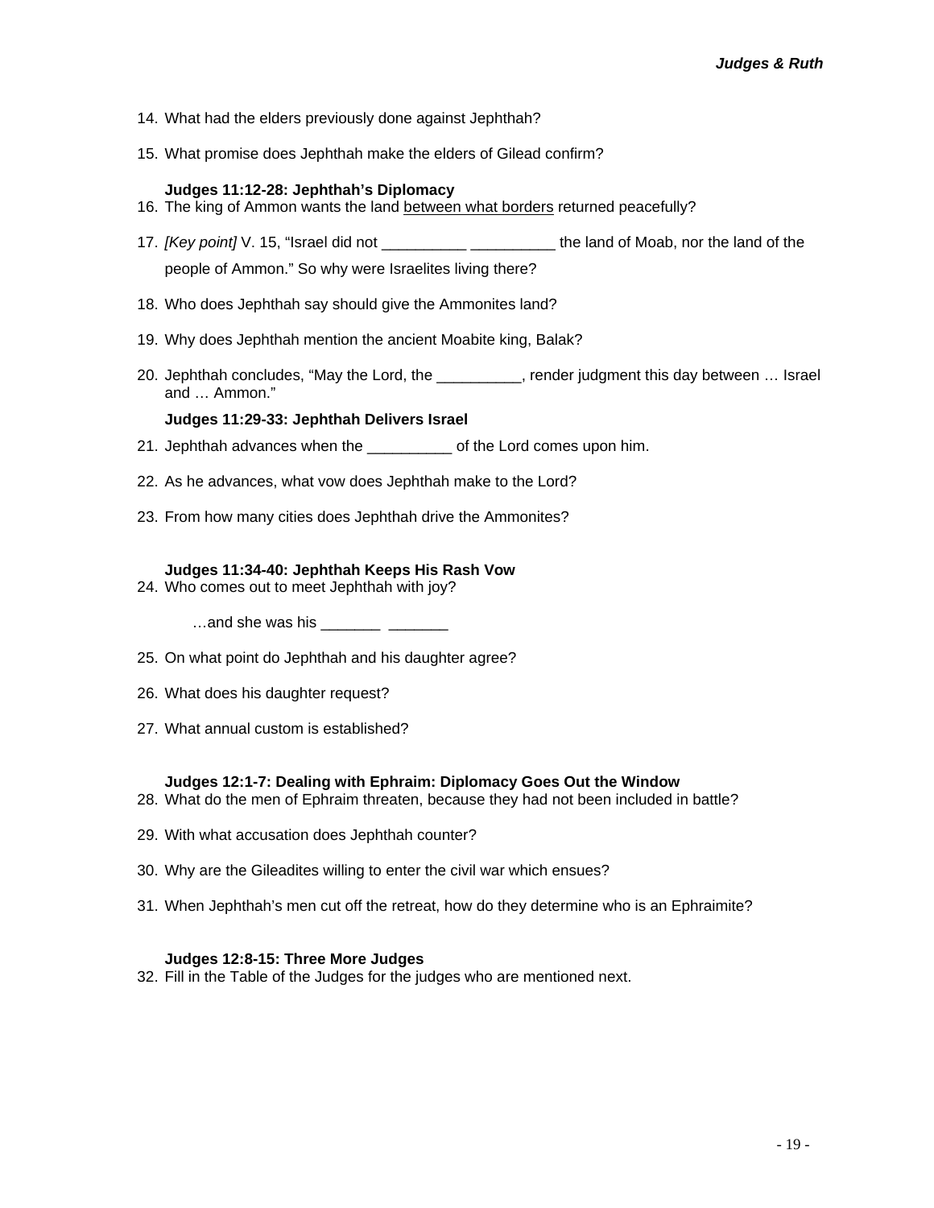14. What had the elders previously done against Jephthah?

15. What promise does Jephthah make the elders of Gilead confirm?

**Judges 11:12-28: Jephthah's Diplomacy**

16. The king of Ammon wants the land <u>between what borders</u> returned peacefully?

17. *[Key point]* V. 15, "Israel did not __________ __________ the land of Moab, nor the land of the people of Ammon." So why were Israelites living there?

18. Who does Jephthah say should give the Ammonites land?

19. Why does Jephthah mention the ancient Moabite king, Balak?

20. Jephthah concludes, "May the Lord, the __________, render judgment this day between … Israel and … Ammon."

**Judges 11:29-33: Jephthah Delivers Israel**

21. Jephthah advances when the __________ of the Lord comes upon him.

22. As he advances, what vow does Jephthah make to the Lord?

23. From how many cities does Jephthah drive the Ammonites?

**Judges 11:34-40: Jephthah Keeps His Rash Vow**

24. Who comes out to meet Jephthah with joy?

    …and she was his _______ _______

25. On what point do Jephthah and his daughter agree?

26. What does his daughter request?

27. What annual custom is established?

**Judges 12:1-7: Dealing with Ephraim: Diplomacy Goes Out the Window**

28. What do the men of Ephraim threaten, because they had not been included in battle?

29. With what accusation does Jephthah counter?

30. Why are the Gileadites willing to enter the civil war which ensues?

31. When Jephthah's men cut off the retreat, how do they determine who is an Ephraimite?

**Judges 12:8-15: Three More Judges**

32. Fill in the Table of the Judges for the judges who are mentioned next.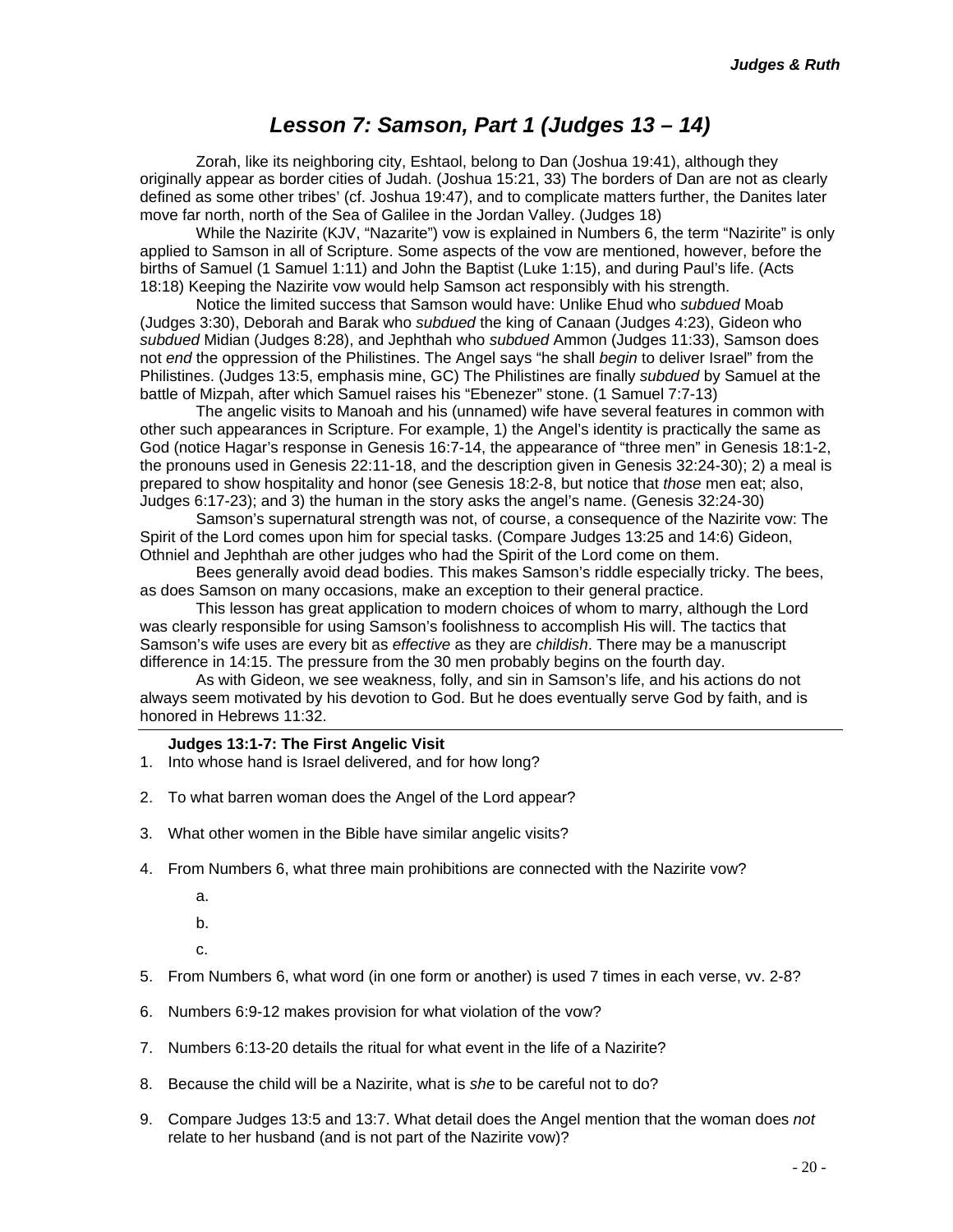# Lesson 7: Samson, Part 1 (Judges 13 – 14)

Zorah, like its neighboring city, Eshtaol, belong to Dan (Joshua 19:41), although they originally appear as border cities of Judah. (Joshua 15:21, 33) The borders of Dan are not as clearly defined as some other tribes' (cf. Joshua 19:47), and to complicate matters further, the Danites later move far north, north of the Sea of Galilee in the Jordan Valley. (Judges 18)

While the Nazirite (KJV, "Nazarite") vow is explained in Numbers 6, the term "Nazirite" is only applied to Samson in all of Scripture. Some aspects of the vow are mentioned, however, before the births of Samuel (1 Samuel 1:11) and John the Baptist (Luke 1:15), and during Paul's life. (Acts 18:18) Keeping the Nazirite vow would help Samson act responsibly with his strength.

Notice the limited success that Samson would have: Unlike Ehud who *subdued* Moab (Judges 3:30), Deborah and Barak who *subdued* the king of Canaan (Judges 4:23), Gideon who *subdued* Midian (Judges 8:28), and Jephthah who *subdued* Ammon (Judges 11:33), Samson does not *end* the oppression of the Philistines. The Angel says "he shall *begin* to deliver Israel" from the Philistines. (Judges 13:5, emphasis mine, GC) The Philistines are finally *subdued* by Samuel at the battle of Mizpah, after which Samuel raises his "Ebenezer" stone. (1 Samuel 7:7-13)

The angelic visits to Manoah and his (unnamed) wife have several features in common with other such appearances in Scripture. For example, 1) the Angel's identity is practically the same as God (notice Hagar's response in Genesis 16:7-14, the appearance of "three men" in Genesis 18:1-2, the pronouns used in Genesis 22:11-18, and the description given in Genesis 32:24-30); 2) a meal is prepared to show hospitality and honor (see Genesis 18:2-8, but notice that *those* men eat; also, Judges 6:17-23); and 3) the human in the story asks the angel's name. (Genesis 32:24-30)

Samson's supernatural strength was not, of course, a consequence of the Nazirite vow: The Spirit of the Lord comes upon him for special tasks. (Compare Judges 13:25 and 14:6) Gideon, Othniel and Jephthah are other judges who had the Spirit of the Lord come on them.

Bees generally avoid dead bodies. This makes Samson's riddle especially tricky. The bees, as does Samson on many occasions, make an exception to their general practice.

This lesson has great application to modern choices of whom to marry, although the Lord was clearly responsible for using Samson's foolishness to accomplish His will. The tactics that Samson's wife uses are every bit as *effective* as they are *childish*. There may be a manuscript difference in 14:15. The pressure from the 30 men probably begins on the fourth day.

As with Gideon, we see weakness, folly, and sin in Samson's life, and his actions do not always seem motivated by his devotion to God. But he does eventually serve God by faith, and is honored in Hebrews 11:32.

---

**Judges 13:1-7: The First Angelic Visit**

1. Into whose hand is Israel delivered, and for how long?
2. To what barren woman does the Angel of the Lord appear?
3. What other women in the Bible have similar angelic visits?
4. From Numbers 6, what three main prohibitions are connected with the Nazirite vow?
   a.
   b.
   c.
5. From Numbers 6, what word (in one form or another) is used 7 times in each verse, vv. 2-8?
6. Numbers 6:9-12 makes provision for what violation of the vow?
7. Numbers 6:13-20 details the ritual for what event in the life of a Nazirite?
8. Because the child will be a Nazirite, what is *she* to be careful not to do?
9. Compare Judges 13:5 and 13:7. What detail does the Angel mention that the woman does *not* relate to her husband (and is not part of the Nazirite vow)?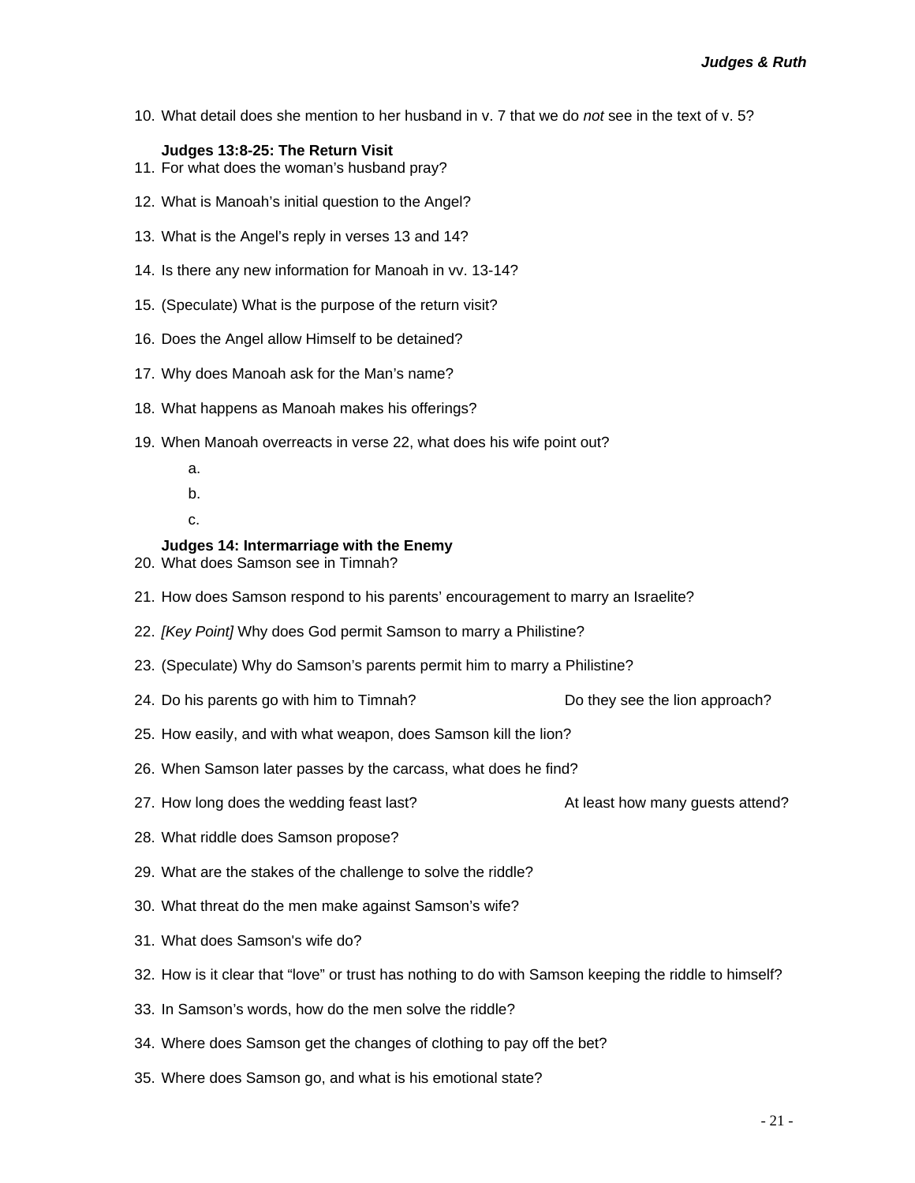10. What detail does she mention to her husband in v. 7 that we do *not* see in the text of v. 5?

**Judges 13:8-25: The Return Visit**

11. For what does the woman's husband pray?

12. What is Manoah's initial question to the Angel?

13. What is the Angel's reply in verses 13 and 14?

14. Is there any new information for Manoah in vv. 13-14?

15. (Speculate) What is the purpose of the return visit?

16. Does the Angel allow Himself to be detained?

17. Why does Manoah ask for the Man's name?

18. What happens as Manoah makes his offerings?

19. When Manoah overreacts in verse 22, what does his wife point out?

    a.

    b.

    c.

**Judges 14: Intermarriage with the Enemy**

20. What does Samson see in Timnah?

21. How does Samson respond to his parents' encouragement to marry an Israelite?

22. *[Key Point]* Why does God permit Samson to marry a Philistine?

23. (Speculate) Why do Samson's parents permit him to marry a Philistine?

24. Do his parents go with him to Timnah? Do they see the lion approach?

25. How easily, and with what weapon, does Samson kill the lion?

26. When Samson later passes by the carcass, what does he find?

27. How long does the wedding feast last? At least how many guests attend?

28. What riddle does Samson propose?

29. What are the stakes of the challenge to solve the riddle?

30. What threat do the men make against Samson's wife?

31. What does Samson's wife do?

32. How is it clear that "love" or trust has nothing to do with Samson keeping the riddle to himself?

33. In Samson's words, how do the men solve the riddle?

34. Where does Samson get the changes of clothing to pay off the bet?

35. Where does Samson go, and what is his emotional state?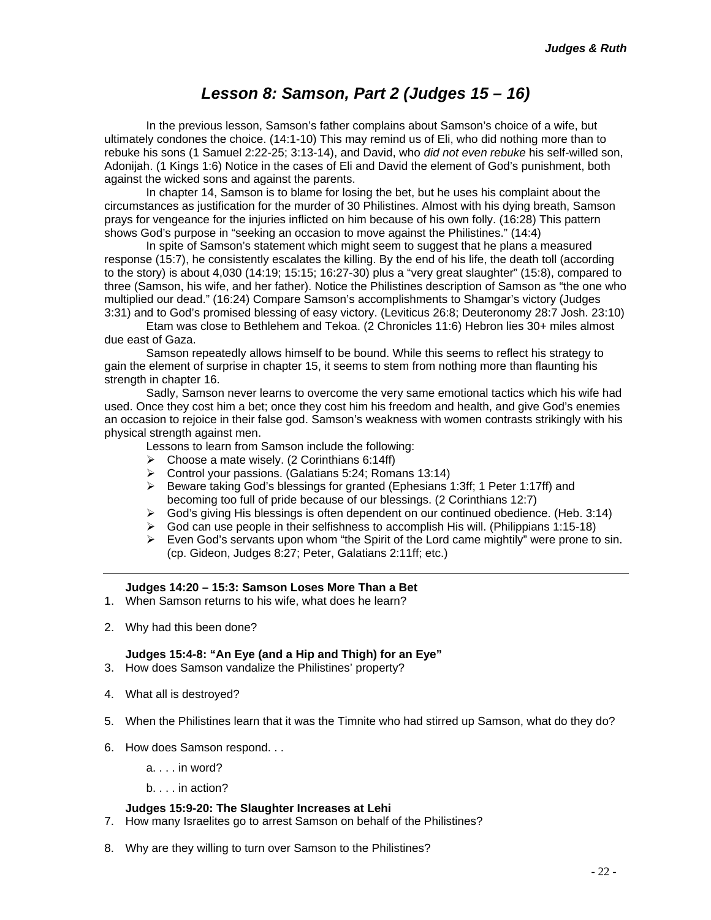# Lesson 8: Samson, Part 2 (Judges 15 – 16)

In the previous lesson, Samson's father complains about Samson's choice of a wife, but ultimately condones the choice. (14:1-10) This may remind us of Eli, who did nothing more than to rebuke his sons (1 Samuel 2:22-25; 3:13-14), and David, who *did not even rebuke* his self-willed son, Adonijah. (1 Kings 1:6) Notice in the cases of Eli and David the element of God's punishment, both against the wicked sons and against the parents.

In chapter 14, Samson is to blame for losing the bet, but he uses his complaint about the circumstances as justification for the murder of 30 Philistines. Almost with his dying breath, Samson prays for vengeance for the injuries inflicted on him because of his own folly. (16:28) This pattern shows God's purpose in "seeking an occasion to move against the Philistines." (14:4)

In spite of Samson's statement which might seem to suggest that he plans a measured response (15:7), he consistently escalates the killing. By the end of his life, the death toll (according to the story) is about 4,030 (14:19; 15:15; 16:27-30) plus a "very great slaughter" (15:8), compared to three (Samson, his wife, and her father). Notice the Philistines description of Samson as "the one who multiplied our dead." (16:24) Compare Samson's accomplishments to Shamgar's victory (Judges 3:31) and to God's promised blessing of easy victory. (Leviticus 26:8; Deuteronomy 28:7 Josh. 23:10)

Etam was close to Bethlehem and Tekoa. (2 Chronicles 11:6) Hebron lies 30+ miles almost due east of Gaza.

Samson repeatedly allows himself to be bound. While this seems to reflect his strategy to gain the element of surprise in chapter 15, it seems to stem from nothing more than flaunting his strength in chapter 16.

Sadly, Samson never learns to overcome the very same emotional tactics which his wife had used. Once they cost him a bet; once they cost him his freedom and health, and give God's enemies an occasion to rejoice in their false god. Samson's weakness with women contrasts strikingly with his physical strength against men.

Lessons to learn from Samson include the following:

- Choose a mate wisely. (2 Corinthians 6:14ff)
- Control your passions. (Galatians 5:24; Romans 13:14)
- Beware taking God's blessings for granted (Ephesians 1:3ff; 1 Peter 1:17ff) and becoming too full of pride because of our blessings. (2 Corinthians 12:7)
- God's giving His blessings is often dependent on our continued obedience. (Heb. 3:14)
- God can use people in their selfishness to accomplish His will. (Philippians 1:15-18)
- Even God's servants upon whom "the Spirit of the Lord came mightily" were prone to sin. (cp. Gideon, Judges 8:27; Peter, Galatians 2:11ff; etc.)

---

**Judges 14:20 – 15:3: Samson Loses More Than a Bet**

1. When Samson returns to his wife, what does he learn?

2. Why had this been done?

**Judges 15:4-8: "An Eye (and a Hip and Thigh) for an Eye"**

3. How does Samson vandalize the Philistines' property?

4. What all is destroyed?

5. When the Philistines learn that it was the Timnite who had stirred up Samson, what do they do?

6. How does Samson respond. . .

   a. . . . in word?

   b. . . . in action?

**Judges 15:9-20: The Slaughter Increases at Lehi**

7. How many Israelites go to arrest Samson on behalf of the Philistines?

8. Why are they willing to turn over Samson to the Philistines?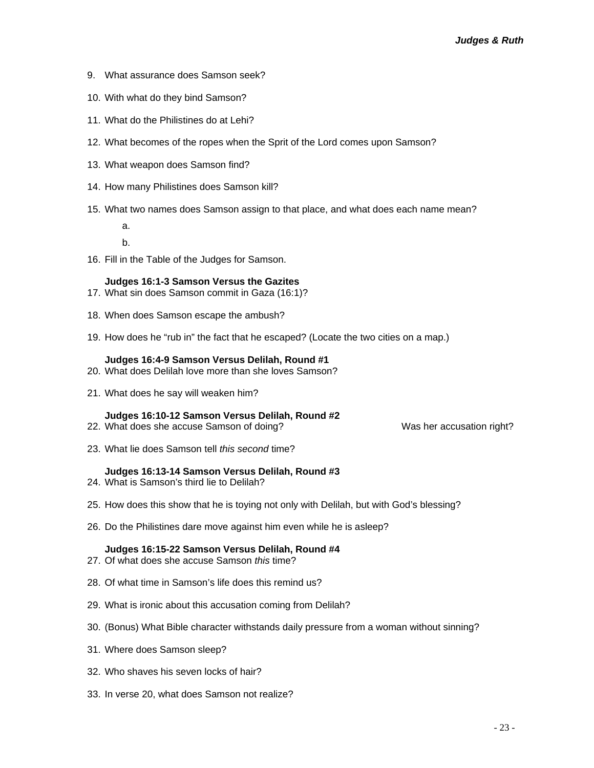9. What assurance does Samson seek?

10. With what do they bind Samson?

11. What do the Philistines do at Lehi?

12. What becomes of the ropes when the Sprit of the Lord comes upon Samson?

13. What weapon does Samson find?

14. How many Philistines does Samson kill?

15. What two names does Samson assign to that place, and what does each name mean?

    a.

    b.

16. Fill in the Table of the Judges for Samson.

**Judges 16:1-3 Samson Versus the Gazites**

17. What sin does Samson commit in Gaza (16:1)?

18. When does Samson escape the ambush?

19. How does he "rub in" the fact that he escaped? (Locate the two cities on a map.)

**Judges 16:4-9 Samson Versus Delilah, Round #1**

20. What does Delilah love more than she loves Samson?

21. What does he say will weaken him?

**Judges 16:10-12 Samson Versus Delilah, Round #2**

22. What does she accuse Samson of doing? Was her accusation right?

23. What lie does Samson tell *this second* time?

**Judges 16:13-14 Samson Versus Delilah, Round #3**

24. What is Samson's third lie to Delilah?

25. How does this show that he is toying not only with Delilah, but with God's blessing?

26. Do the Philistines dare move against him even while he is asleep?

**Judges 16:15-22 Samson Versus Delilah, Round #4**

27. Of what does she accuse Samson *this* time?

28. Of what time in Samson's life does this remind us?

29. What is ironic about this accusation coming from Delilah?

30. (Bonus) What Bible character withstands daily pressure from a woman without sinning?

31. Where does Samson sleep?

32. Who shaves his seven locks of hair?

33. In verse 20, what does Samson not realize?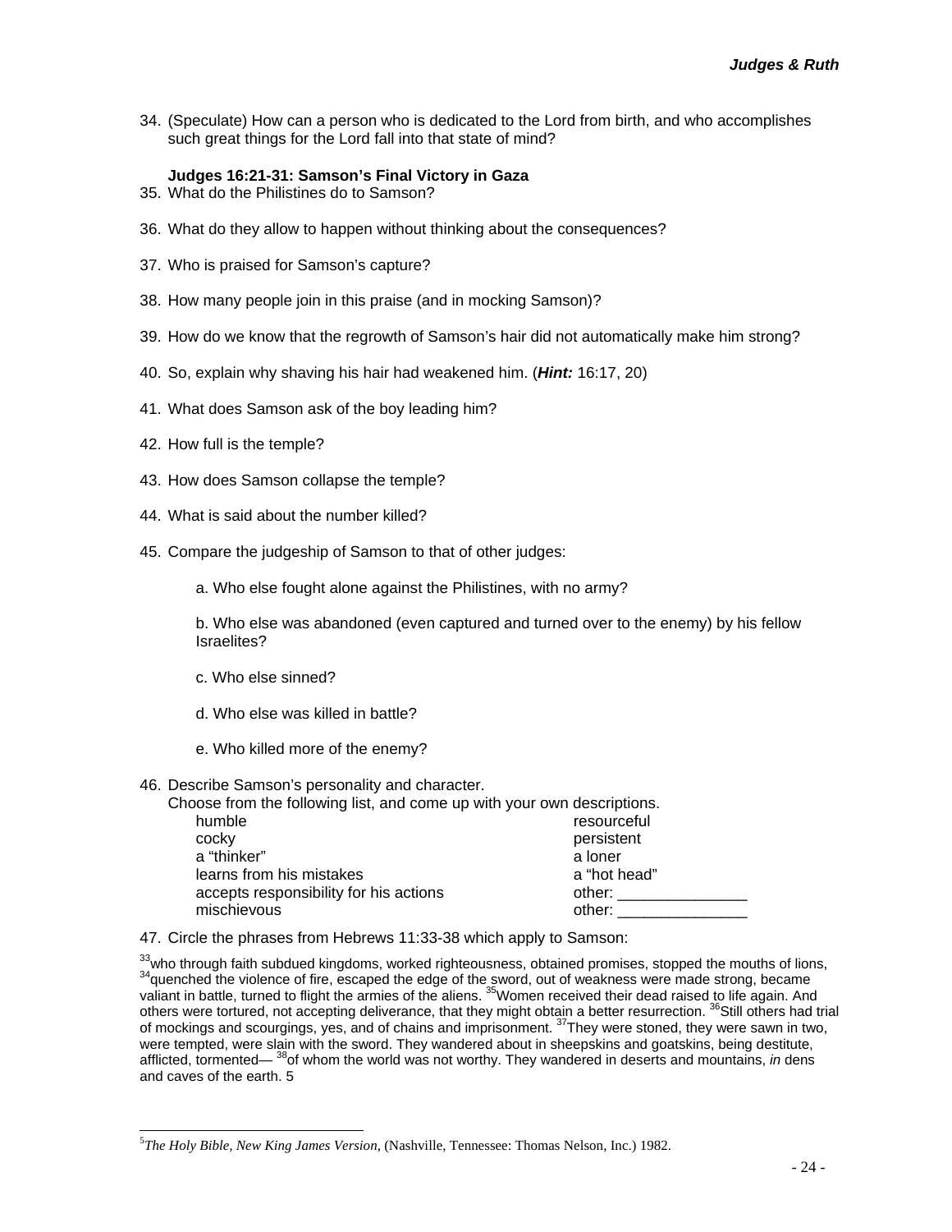34. (Speculate) How can a person who is dedicated to the Lord from birth, and who accomplishes such great things for the Lord fall into that state of mind?

**Judges 16:21-31: Samson's Final Victory in Gaza**

35. What do the Philistines do to Samson?

36. What do they allow to happen without thinking about the consequences?

37. Who is praised for Samson's capture?

38. How many people join in this praise (and in mocking Samson)?

39. How do we know that the regrowth of Samson's hair did not automatically make him strong?

40. So, explain why shaving his hair had weakened him. (***Hint:*** 16:17, 20)

41. What does Samson ask of the boy leading him?

42. How full is the temple?

43. How does Samson collapse the temple?

44. What is said about the number killed?

45. Compare the judgeship of Samson to that of other judges:

    a. Who else fought alone against the Philistines, with no army?

    b. Who else was abandoned (even captured and turned over to the enemy) by his fellow Israelites?

    c. Who else sinned?

    d. Who else was killed in battle?

    e. Who killed more of the enemy?

46. Describe Samson's personality and character.
    Choose from the following list, and come up with your own descriptions.

| | |
|---|---|
| humble | resourceful |
| cocky | persistent |
| a "thinker" | a loner |
| learns from his mistakes | a "hot head" |
| accepts responsibility for his actions | other: _______________ |
| mischievous | other: _______________ |

47. Circle the phrases from Hebrews 11:33-38 which apply to Samson:

[33]who through faith subdued kingdoms, worked righteousness, obtained promises, stopped the mouths of lions, [34]quenched the violence of fire, escaped the edge of the sword, out of weakness were made strong, became valiant in battle, turned to flight the armies of the aliens. [35]Women received their dead raised to life again. And others were tortured, not accepting deliverance, that they might obtain a better resurrection. [36]Still others had trial of mockings and scourgings, yes, and of chains and imprisonment. [37]They were stoned, they were sawn in two, were tempted, were slain with the sword. They wandered about in sheepskins and goatskins, being destitute, afflicted, tormented— [38]of whom the world was not worthy. They wandered in deserts and mountains, *in* dens and caves of the earth. 5

---

[5]*The Holy Bible, New King James Version,* (Nashville, Tennessee: Thomas Nelson, Inc.) 1982.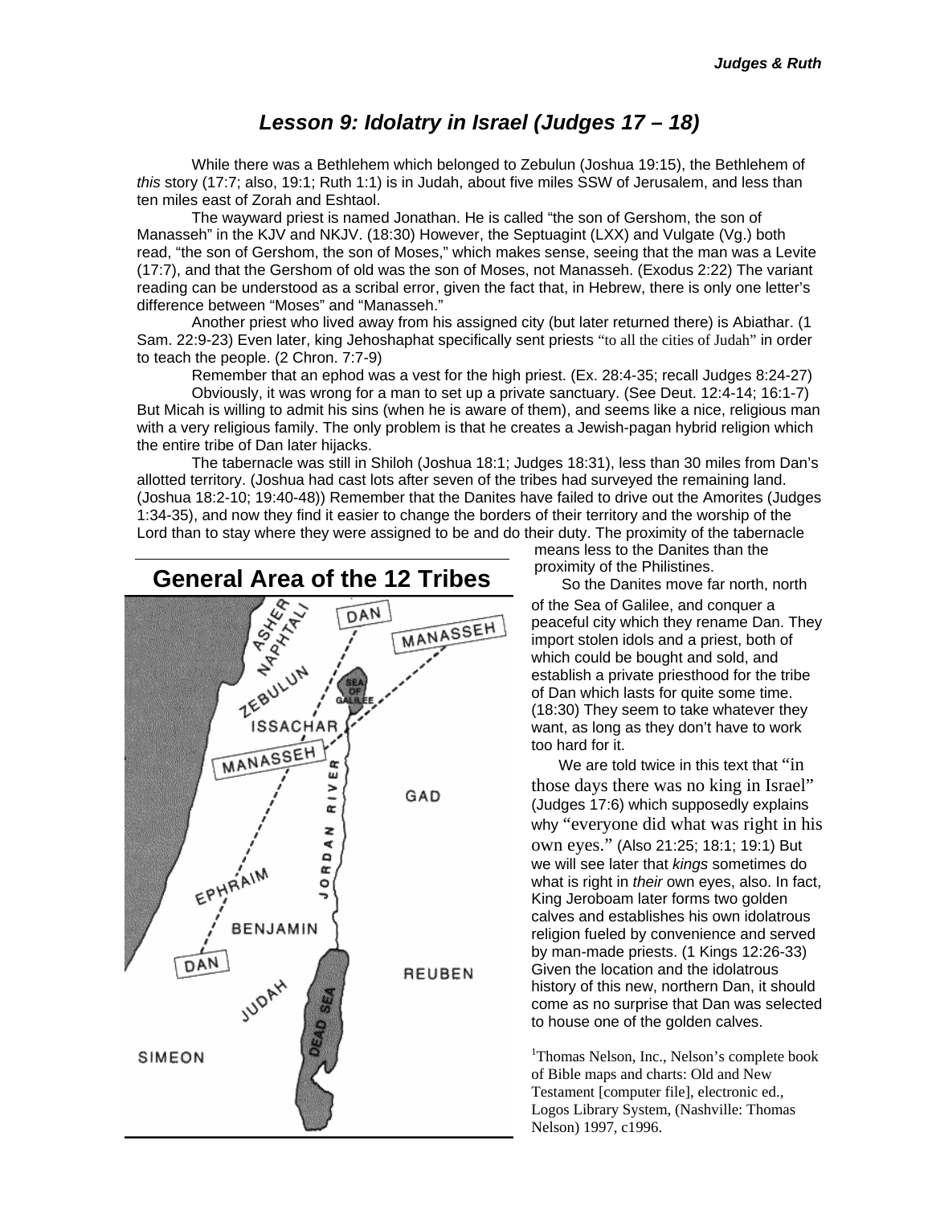# Lesson 9: Idolatry in Israel (Judges 17 – 18)

While there was a Bethlehem which belonged to Zebulun (Joshua 19:15), the Bethlehem of *this* story (17:7; also, 19:1; Ruth 1:1) is in Judah, about five miles SSW of Jerusalem, and less than ten miles east of Zorah and Eshtaol.

The wayward priest is named Jonathan. He is called "the son of Gershom, the son of Manasseh" in the KJV and NKJV. (18:30) However, the Septuagint (LXX) and Vulgate (Vg.) both read, "the son of Gershom, the son of Moses," which makes sense, seeing that the man was a Levite (17:7), and that the Gershom of old was the son of Moses, not Manasseh. (Exodus 2:22) The variant reading can be understood as a scribal error, given the fact that, in Hebrew, there is only one letter's difference between "Moses" and "Manasseh."

Another priest who lived away from his assigned city (but later returned there) is Abiathar. (1 Sam. 22:9-23) Even later, king Jehoshaphat specifically sent priests "to all the cities of Judah" in order to teach the people. (2 Chron. 7:7-9)

Remember that an ephod was a vest for the high priest. (Ex. 28:4-35; recall Judges 8:24-27)

Obviously, it was wrong for a man to set up a private sanctuary. (See Deut. 12:4-14; 16:1-7) But Micah is willing to admit his sins (when he is aware of them), and seems like a nice, religious man with a very religious family. The only problem is that he creates a Jewish-pagan hybrid religion which the entire tribe of Dan later hijacks.

The tabernacle was still in Shiloh (Joshua 18:1; Judges 18:31), less than 30 miles from Dan's allotted territory. (Joshua had cast lots after seven of the tribes had surveyed the remaining land. (Joshua 18:2-10; 19:40-48)) Remember that the Danites have failed to drive out the Amorites (Judges 1:34-35), and now they find it easier to change the borders of their territory and the worship of the Lord than to stay where they were assigned to be and do their duty. The proximity of the tabernacle means less to the Danites than the proximity of the Philistines.

So the Danites move far north, north of the Sea of Galilee, and conquer a peaceful city which they rename Dan. They import stolen idols and a priest, both of which could be bought and sold, and establish a private priesthood for the tribe of Dan which lasts for quite some time. (18:30) They seem to take whatever they want, as long as they don't have to work too hard for it.

We are told twice in this text that "in those days there was no king in Israel" (Judges 17:6) which supposedly explains why "everyone did what was right in his own eyes." (Also 21:25; 18:1; 19:1) But we will see later that *kings* sometimes do what is right in *their* own eyes, also. In fact, King Jeroboam later forms two golden calves and establishes his own idolatrous religion fueled by convenience and served by man-made priests. (1 Kings 12:26-33) Given the location and the idolatrous history of this new, northern Dan, it should come as no surprise that Dan was selected to house one of the golden calves.

## General Area of the 12 Tribes

ASHER NAPHTALI DAN MANASSEH ZEBULUN SEA OF GALILEE ISSACHAR MANASSEH JORDAN RIVER GAD EPHRAIM BENJAMIN DAN REUBEN JUDAH DEAD SEA SIMEON

[1]Thomas Nelson, Inc., Nelson's complete book of Bible maps and charts: Old and New Testament [computer file], electronic ed., Logos Library System, (Nashville: Thomas Nelson) 1997, c1996.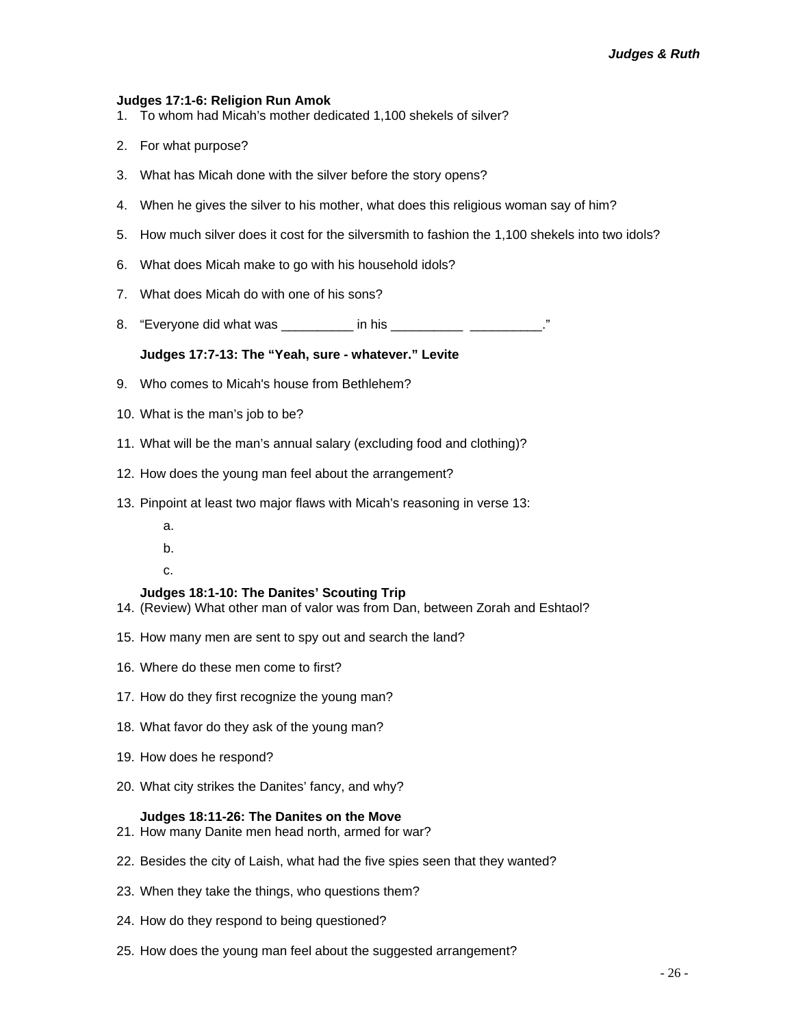**Judges 17:1-6: Religion Run Amok**

1. To whom had Micah's mother dedicated 1,100 shekels of silver?
2. For what purpose?
3. What has Micah done with the silver before the story opens?
4. When he gives the silver to his mother, what does this religious woman say of him?
5. How much silver does it cost for the silversmith to fashion the 1,100 shekels into two idols?
6. What does Micah make to go with his household idols?
7. What does Micah do with one of his sons?
8. "Everyone did what was __________ in his __________ __________."

**Judges 17:7-13: The "Yeah, sure - whatever." Levite**

9. Who comes to Micah's house from Bethlehem?
10. What is the man's job to be?
11. What will be the man's annual salary (excluding food and clothing)?
12. How does the young man feel about the arrangement?
13. Pinpoint at least two major flaws with Micah's reasoning in verse 13:
    a.
    b.
    c.

**Judges 18:1-10: The Danites' Scouting Trip**

14. (Review) What other man of valor was from Dan, between Zorah and Eshtaol?
15. How many men are sent to spy out and search the land?
16. Where do these men come to first?
17. How do they first recognize the young man?
18. What favor do they ask of the young man?
19. How does he respond?
20. What city strikes the Danites' fancy, and why?

**Judges 18:11-26: The Danites on the Move**

21. How many Danite men head north, armed for war?
22. Besides the city of Laish, what had the five spies seen that they wanted?
23. When they take the things, who questions them?
24. How do they respond to being questioned?
25. How does the young man feel about the suggested arrangement?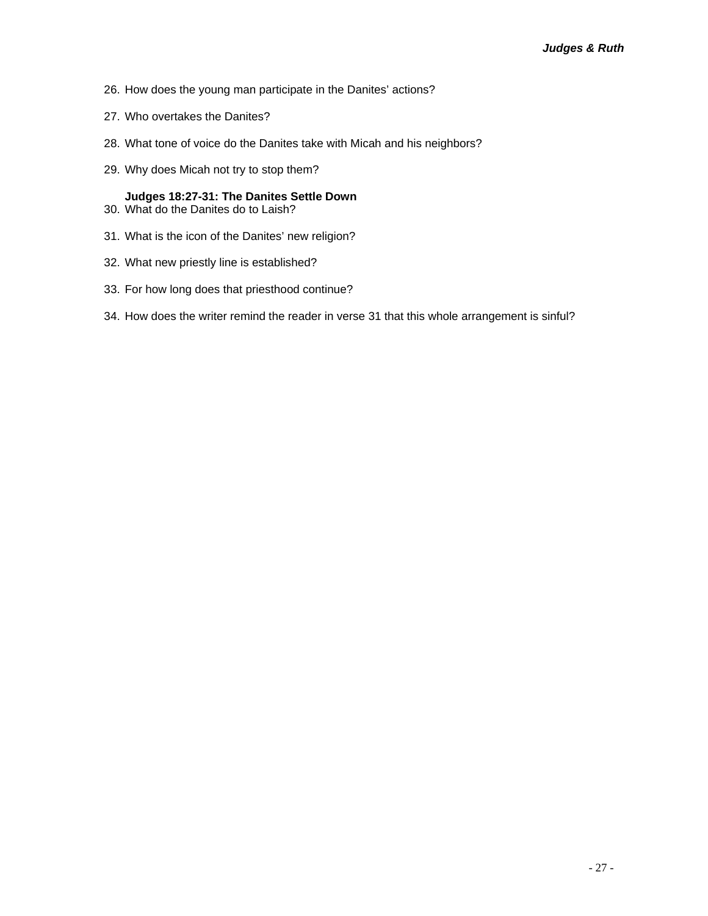26. How does the young man participate in the Danites' actions?

27. Who overtakes the Danites?

28. What tone of voice do the Danites take with Micah and his neighbors?

29. Why does Micah not try to stop them?

**Judges 18:27-31: The Danites Settle Down**

30. What do the Danites do to Laish?

31. What is the icon of the Danites' new religion?

32. What new priestly line is established?

33. For how long does that priesthood continue?

34. How does the writer remind the reader in verse 31 that this whole arrangement is sinful?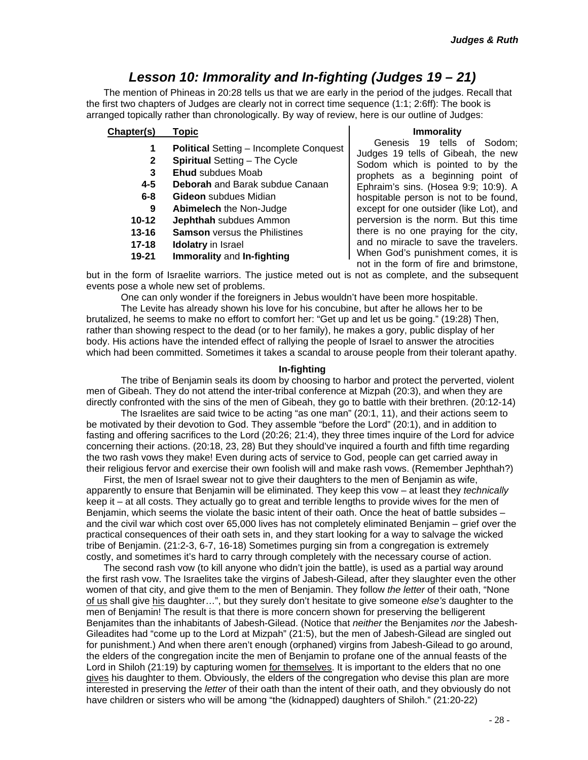# Lesson 10: Immorality and In-fighting (Judges 19 – 21)

The mention of Phineas in 20:28 tells us that we are early in the period of the judges. Recall that the first two chapters of Judges are clearly not in correct time sequence (1:1; 2:6ff): The book is arranged topically rather than chronologically. By way of review, here is our outline of Judges:

| Chapter(s) | Topic |
|---|---|
| 1 | **Political** Setting – Incomplete Conquest |
| 2 | **Spiritual** Setting – The Cycle |
| 3 | **Ehud** subdues Moab |
| 4-5 | **Deborah** and Barak subdue Canaan |
| 6-8 | **Gideon** subdues Midian |
| 9 | **Abimelech** the Non-Judge |
| 10-12 | **Jephthah** subdues Ammon |
| 13-16 | **Samson** versus the Philistines |
| 17-18 | **Idolatry** in Israel |
| 19-21 | **Immorality** and **In-fighting** |

**Immorality**

Genesis 19 tells of Sodom; Judges 19 tells of Gibeah, the new Sodom which is pointed to by the prophets as a beginning point of Ephraim's sins. (Hosea 9:9; 10:9). A hospitable person is not to be found, except for one outsider (like Lot), and perversion is the norm. But this time there is no one praying for the city, and no miracle to save the travelers. When God's punishment comes, it is not in the form of fire and brimstone, but in the form of Israelite warriors. The justice meted out is not as complete, and the subsequent events pose a whole new set of problems.

One can only wonder if the foreigners in Jebus wouldn't have been more hospitable.

The Levite has already shown his love for his concubine, but after he allows her to be brutalized, he seems to make no effort to comfort her: "Get up and let us be going." (19:28) Then, rather than showing respect to the dead (or to her family), he makes a gory, public display of her body. His actions have the intended effect of rallying the people of Israel to answer the atrocities which had been committed. Sometimes it takes a scandal to arouse people from their tolerant apathy.

**In-fighting**

The tribe of Benjamin seals its doom by choosing to harbor and protect the perverted, violent men of Gibeah. They do not attend the inter-tribal conference at Mizpah (20:3), and when they are directly confronted with the sins of the men of Gibeah, they go to battle with their brethren. (20:12-14)

The Israelites are said twice to be acting "as one man" (20:1, 11), and their actions seem to be motivated by their devotion to God. They assemble "before the Lord" (20:1), and in addition to fasting and offering sacrifices to the Lord (20:26; 21:4), they three times inquire of the Lord for advice concerning their actions. (20:18, 23, 28) But they should've inquired a fourth and fifth time regarding the two rash vows they make! Even during acts of service to God, people can get carried away in their religious fervor and exercise their own foolish will and make rash vows. (Remember Jephthah?)

First, the men of Israel swear not to give their daughters to the men of Benjamin as wife, apparently to ensure that Benjamin will be eliminated. They keep this vow – at least they *technically* keep it – at all costs. They actually go to great and terrible lengths to provide wives for the men of Benjamin, which seems the violate the basic intent of their oath. Once the heat of battle subsides – and the civil war which cost over 65,000 lives has not completely eliminated Benjamin – grief over the practical consequences of their oath sets in, and they start looking for a way to salvage the wicked tribe of Benjamin. (21:2-3, 6-7, 16-18) Sometimes purging sin from a congregation is extremely costly, and sometimes it's hard to carry through completely with the necessary course of action.

The second rash vow (to kill anyone who didn't join the battle), is used as a partial way around the first rash vow. The Israelites take the virgins of Jabesh-Gilead, after they slaughter even the other women of that city, and give them to the men of Benjamin. They follow *the letter* of their oath, "None <u>of us</u> shall give <u>his</u> daughter…", but they surely don't hesitate to give someone *else's* daughter to the men of Benjamin! The result is that there is more concern shown for preserving the belligerent Benjamites than the inhabitants of Jabesh-Gilead. (Notice that *neither* the Benjamites *nor* the Jabesh-Gileadites had "come up to the Lord at Mizpah" (21:5), but the men of Jabesh-Gilead are singled out for punishment.) And when there aren't enough (orphaned) virgins from Jabesh-Gilead to go around, the elders of the congregation incite the men of Benjamin to profane one of the annual feasts of the Lord in Shiloh (21:19) by capturing women <u>for themselves</u>. It is important to the elders that no one <u>gives</u> his daughter to them. Obviously, the elders of the congregation who devise this plan are more interested in preserving the *letter* of their oath than the intent of their oath, and they obviously do not have children or sisters who will be among "the (kidnapped) daughters of Shiloh." (21:20-22)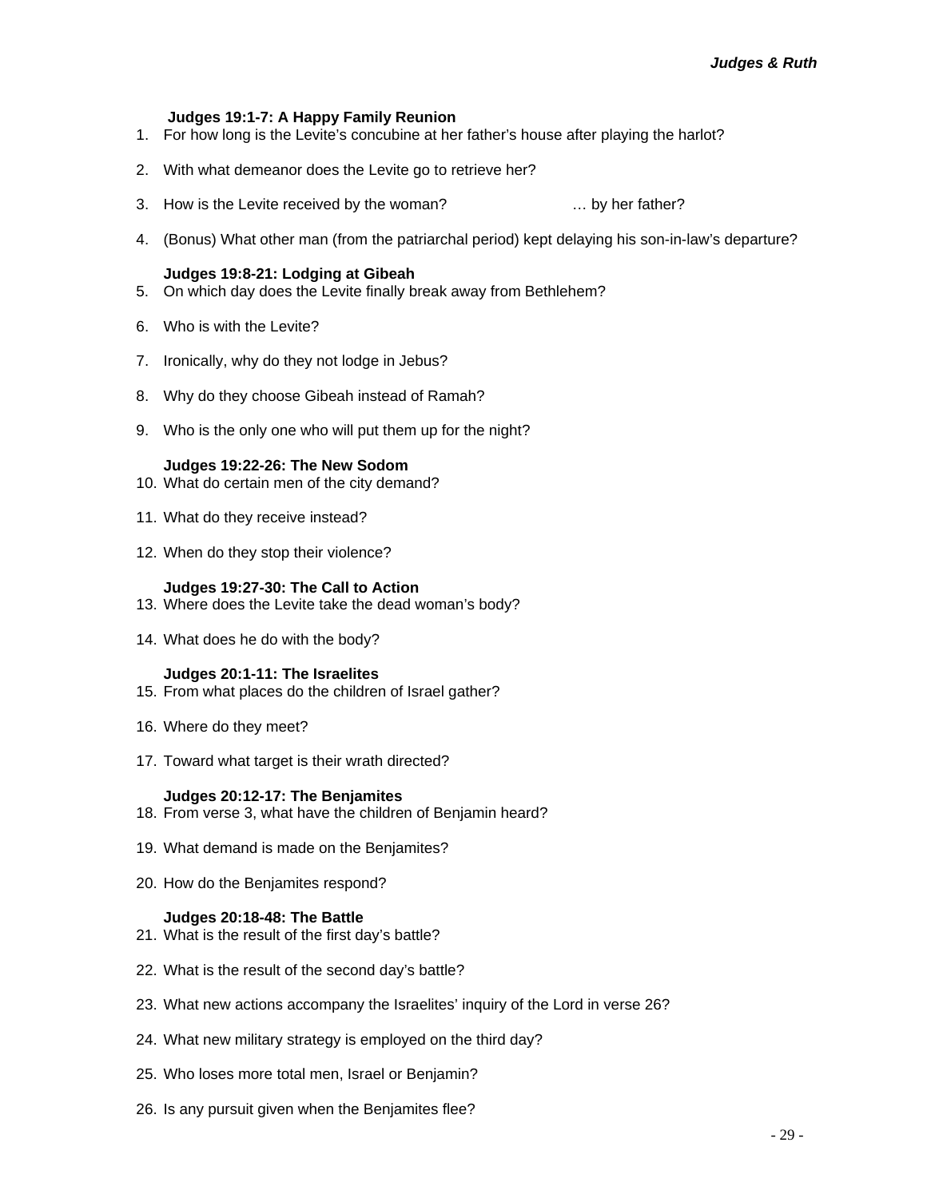**Judges 19:1-7: A Happy Family Reunion**

1. For how long is the Levite's concubine at her father's house after playing the harlot?
2. With what demeanor does the Levite go to retrieve her?
3. How is the Levite received by the woman? … by her father?
4. (Bonus) What other man (from the patriarchal period) kept delaying his son-in-law's departure?

**Judges 19:8-21: Lodging at Gibeah**

5. On which day does the Levite finally break away from Bethlehem?
6. Who is with the Levite?
7. Ironically, why do they not lodge in Jebus?
8. Why do they choose Gibeah instead of Ramah?
9. Who is the only one who will put them up for the night?

**Judges 19:22-26: The New Sodom**

10. What do certain men of the city demand?
11. What do they receive instead?
12. When do they stop their violence?

**Judges 19:27-30: The Call to Action**

13. Where does the Levite take the dead woman's body?
14. What does he do with the body?

**Judges 20:1-11: The Israelites**

15. From what places do the children of Israel gather?
16. Where do they meet?
17. Toward what target is their wrath directed?

**Judges 20:12-17: The Benjamites**

18. From verse 3, what have the children of Benjamin heard?
19. What demand is made on the Benjamites?
20. How do the Benjamites respond?

**Judges 20:18-48: The Battle**

21. What is the result of the first day's battle?
22. What is the result of the second day's battle?
23. What new actions accompany the Israelites' inquiry of the Lord in verse 26?
24. What new military strategy is employed on the third day?
25. Who loses more total men, Israel or Benjamin?
26. Is any pursuit given when the Benjamites flee?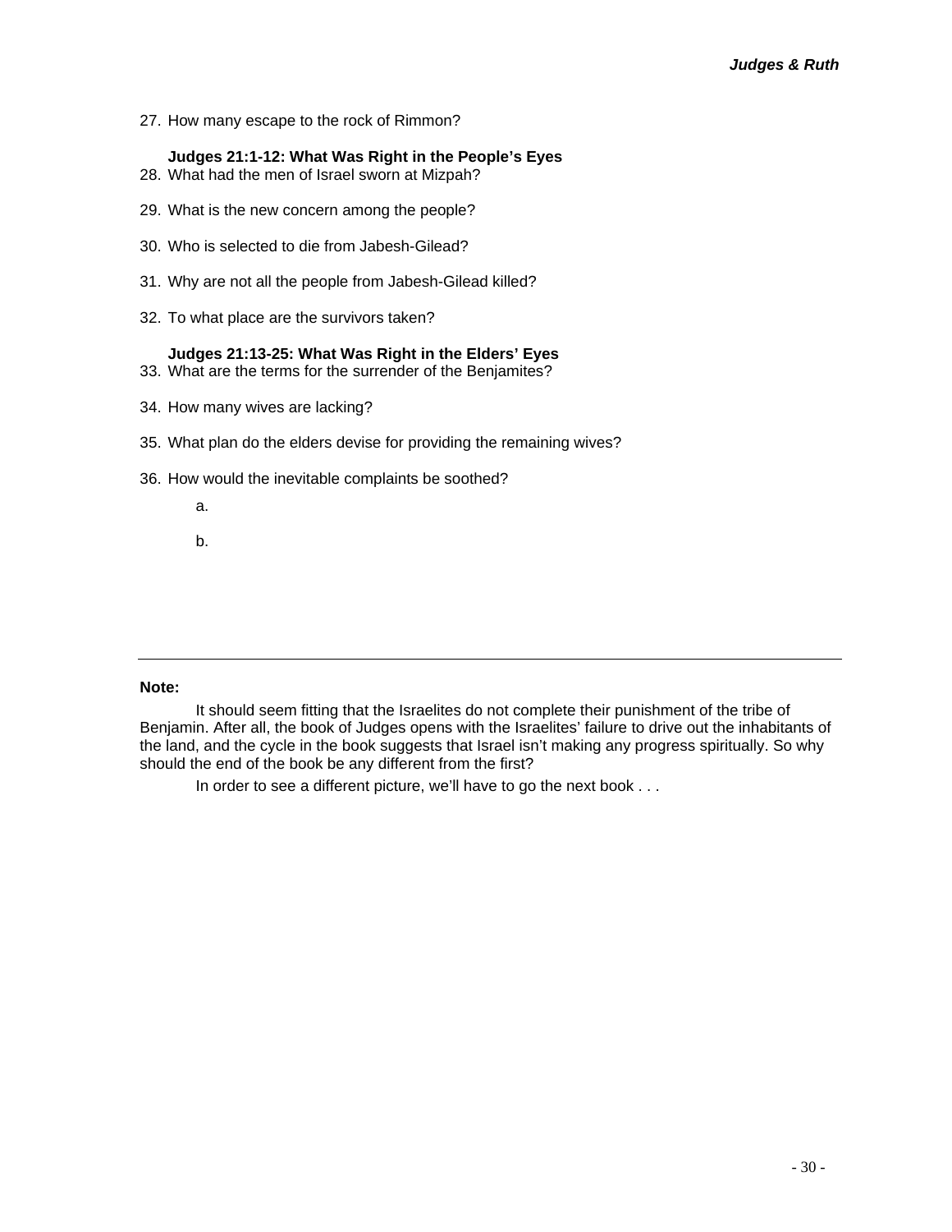27. How many escape to the rock of Rimmon?

**Judges 21:1-12: What Was Right in the People's Eyes**

28. What had the men of Israel sworn at Mizpah?

29. What is the new concern among the people?

30. Who is selected to die from Jabesh-Gilead?

31. Why are not all the people from Jabesh-Gilead killed?

32. To what place are the survivors taken?

**Judges 21:13-25: What Was Right in the Elders' Eyes**

33. What are the terms for the surrender of the Benjamites?

34. How many wives are lacking?

35. What plan do the elders devise for providing the remaining wives?

36. How would the inevitable complaints be soothed?

    a.

    b.

---

**Note:**

It should seem fitting that the Israelites do not complete their punishment of the tribe of Benjamin. After all, the book of Judges opens with the Israelites' failure to drive out the inhabitants of the land, and the cycle in the book suggests that Israel isn't making any progress spiritually. So why should the end of the book be any different from the first?

In order to see a different picture, we'll have to go the next book . . .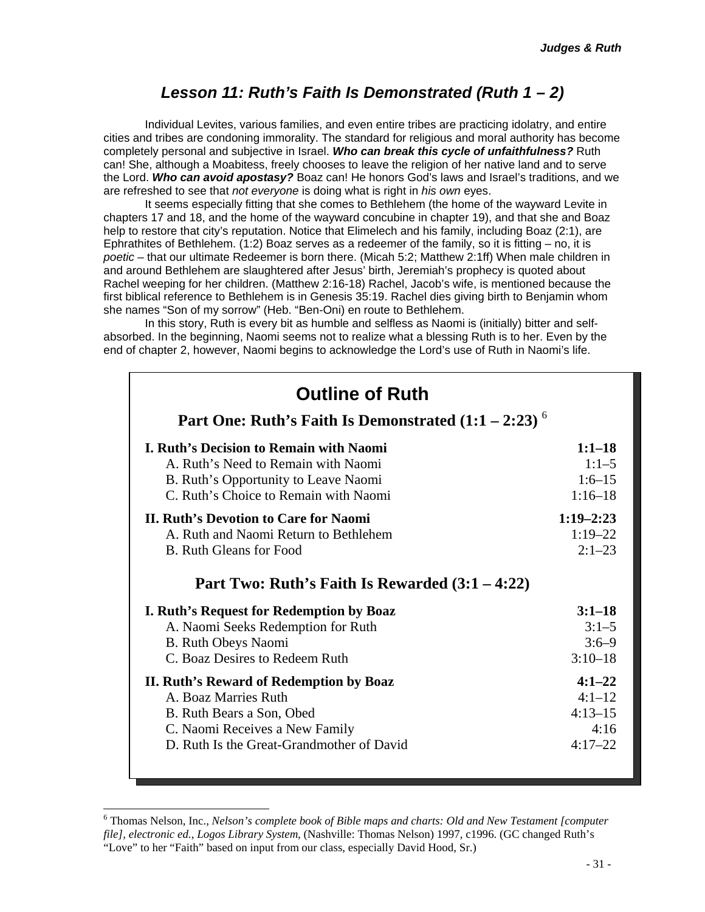## *Lesson 11: Ruth's Faith Is Demonstrated (Ruth 1 – 2)*

Individual Levites, various families, and even entire tribes are practicing idolatry, and entire cities and tribes are condoning immorality. The standard for religious and moral authority has become completely personal and subjective in Israel. ***Who can break this cycle of unfaithfulness?*** Ruth can! She, although a Moabitess, freely chooses to leave the religion of her native land and to serve the Lord. ***Who can avoid apostasy?*** Boaz can! He honors God's laws and Israel's traditions, and we are refreshed to see that *not everyone* is doing what is right in *his own* eyes.

It seems especially fitting that she comes to Bethlehem (the home of the wayward Levite in chapters 17 and 18, and the home of the wayward concubine in chapter 19), and that she and Boaz help to restore that city's reputation. Notice that Elimelech and his family, including Boaz (2:1), are Ephrathites of Bethlehem. (1:2) Boaz serves as a redeemer of the family, so it is fitting – no, it is *poetic* – that our ultimate Redeemer is born there. (Micah 5:2; Matthew 2:1ff) When male children in and around Bethlehem are slaughtered after Jesus' birth, Jeremiah's prophecy is quoted about Rachel weeping for her children. (Matthew 2:16-18) Rachel, Jacob's wife, is mentioned because the first biblical reference to Bethlehem is in Genesis 35:19. Rachel dies giving birth to Benjamin whom she names "Son of my sorrow" (Heb. "Ben-Oni) en route to Bethlehem.

In this story, Ruth is every bit as humble and selfless as Naomi is (initially) bitter and self-absorbed. In the beginning, Naomi seems not to realize what a blessing Ruth is to her. Even by the end of chapter 2, however, Naomi begins to acknowledge the Lord's use of Ruth in Naomi's life.

### Outline of Ruth

#### Part One: Ruth's Faith Is Demonstrated (1:1 – 2:23) [6]

| | |
|---|---|
| **I. Ruth's Decision to Remain with Naomi** | **1:1–18** |
| A. Ruth's Need to Remain with Naomi | 1:1–5 |
| B. Ruth's Opportunity to Leave Naomi | 1:6–15 |
| C. Ruth's Choice to Remain with Naomi | 1:16–18 |
| **II. Ruth's Devotion to Care for Naomi** | **1:19–2:23** |
| A. Ruth and Naomi Return to Bethlehem | 1:19–22 |
| B. Ruth Gleans for Food | 2:1–23 |

#### Part Two: Ruth's Faith Is Rewarded (3:1 – 4:22)

| | |
|---|---|
| **I. Ruth's Request for Redemption by Boaz** | **3:1–18** |
| A. Naomi Seeks Redemption for Ruth | 3:1–5 |
| B. Ruth Obeys Naomi | 3:6–9 |
| C. Boaz Desires to Redeem Ruth | 3:10–18 |
| **II. Ruth's Reward of Redemption by Boaz** | **4:1–22** |
| A. Boaz Marries Ruth | 4:1–12 |
| B. Ruth Bears a Son, Obed | 4:13–15 |
| C. Naomi Receives a New Family | 4:16 |
| D. Ruth Is the Great-Grandmother of David | 4:17–22 |

---

[6] Thomas Nelson, Inc., *Nelson's complete book of Bible maps and charts: Old and New Testament [computer file], electronic ed., Logos Library System*, (Nashville: Thomas Nelson) 1997, c1996. (GC changed Ruth's "Love" to her "Faith" based on input from our class, especially David Hood, Sr.)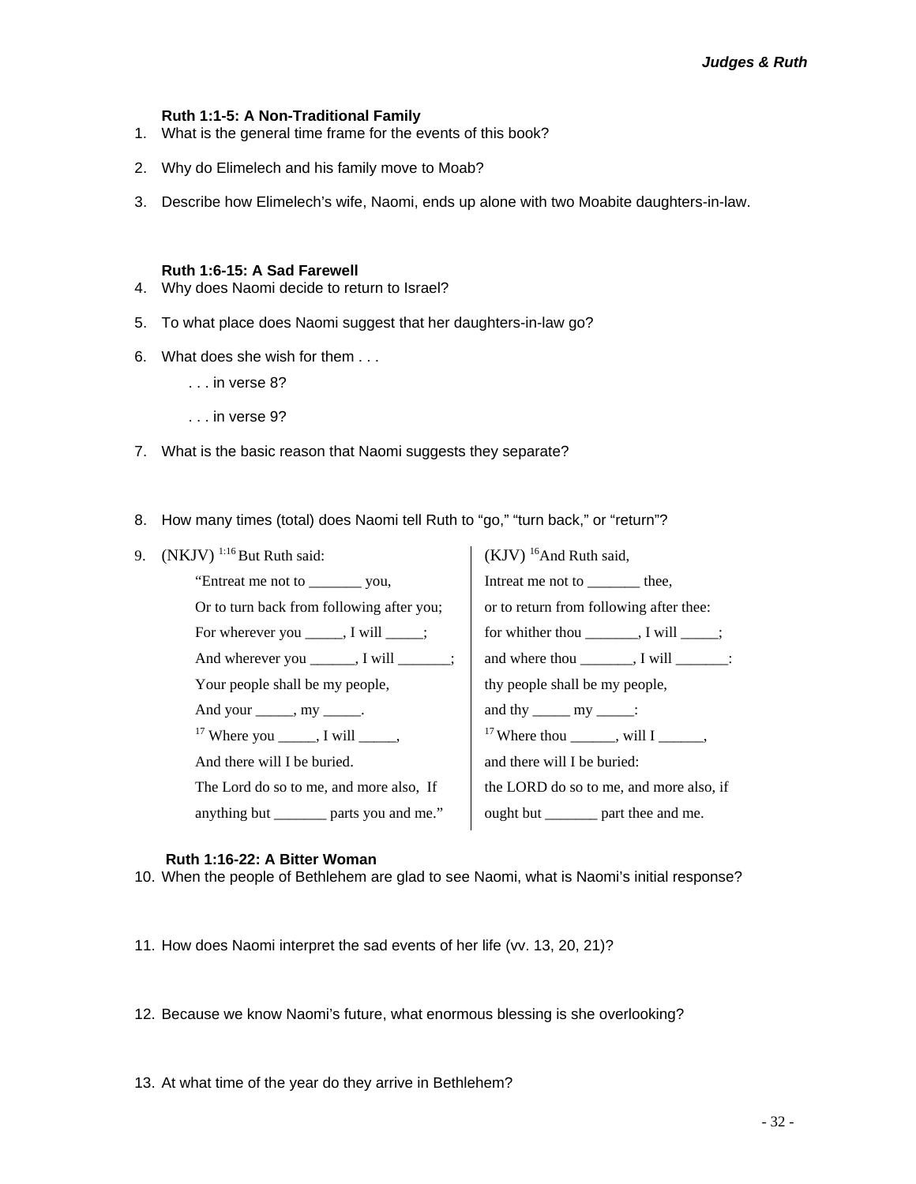### Ruth 1:1-5: A Non-Traditional Family

1. What is the general time frame for the events of this book?
2. Why do Elimelech and his family move to Moab?
3. Describe how Elimelech's wife, Naomi, ends up alone with two Moabite daughters-in-law.

### Ruth 1:6-15: A Sad Farewell

4. Why does Naomi decide to return to Israel?
5. To what place does Naomi suggest that her daughters-in-law go?
6. What does she wish for them . . .

   . . . in verse 8?

   . . . in verse 9?

7. What is the basic reason that Naomi suggests they separate?
8. How many times (total) does Naomi tell Ruth to "go," "turn back," or "return"?
9. 

| (NKJV) [1:16] But Ruth said: | (KJV) [16] And Ruth said, |
|---|---|
| "Entreat me not to _______ you, | Intreat me not to _______ thee, |
| Or to turn back from following after you; | or to return from following after thee: |
| For wherever you _____, I will _____; | for whither thou _______, I will _____; |
| And wherever you ______, I will _______; | and where thou _______, I will _______: |
| Your people shall be my people, | thy people shall be my people, |
| And your _____, my _____. | and thy _____ my _____: |
| [17] Where you _____, I will _____, | [17] Where thou ______, will I ______, |
| And there will I be buried. | and there will I be buried: |
| The Lord do so to me, and more also, If | the LORD do so to me, and more also, if |
| anything but _______ parts you and me." | ought but _______ part thee and me. |

### Ruth 1:16-22: A Bitter Woman

10. When the people of Bethlehem are glad to see Naomi, what is Naomi's initial response?
11. How does Naomi interpret the sad events of her life (vv. 13, 20, 21)?
12. Because we know Naomi's future, what enormous blessing is she overlooking?
13. At what time of the year do they arrive in Bethlehem?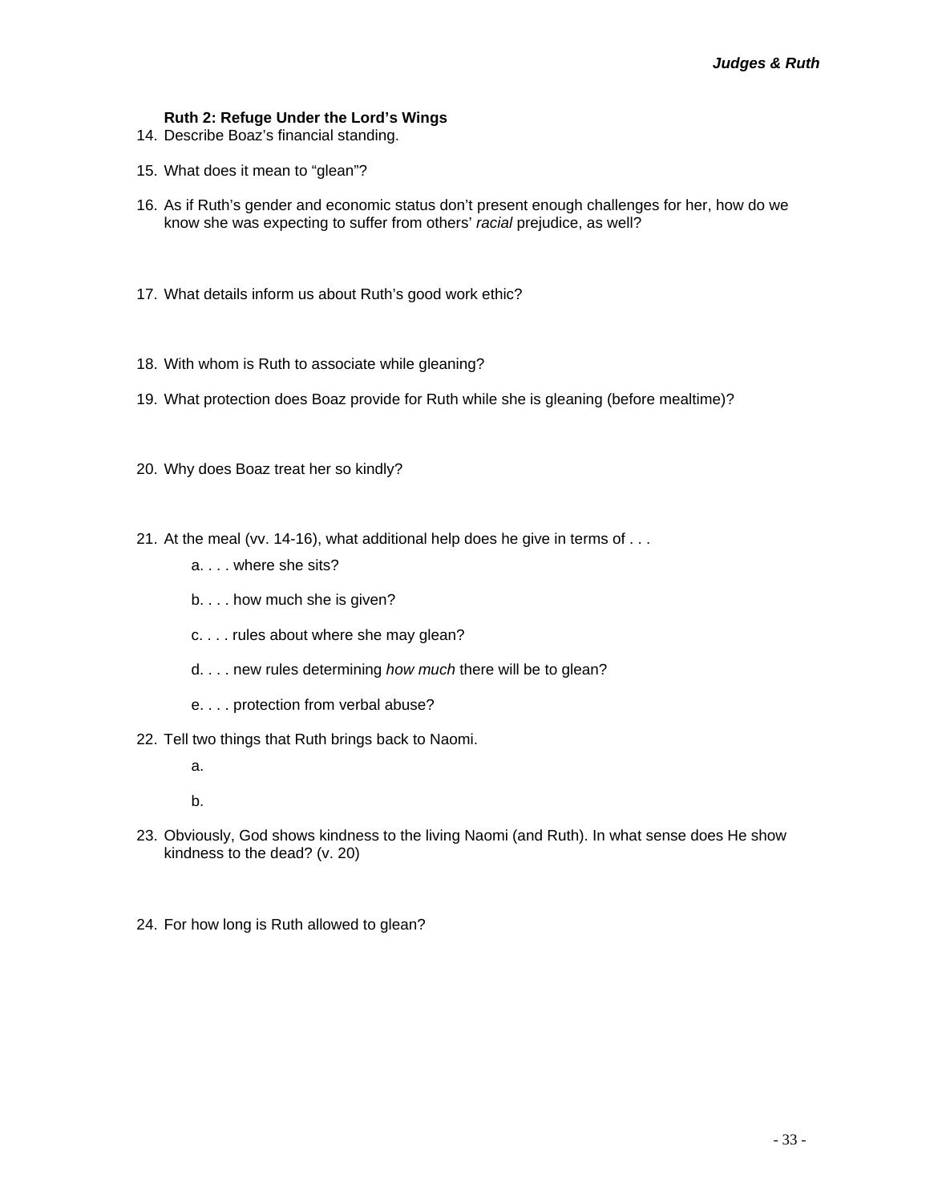### Ruth 2: Refuge Under the Lord's Wings

14. Describe Boaz's financial standing.

15. What does it mean to "glean"?

16. As if Ruth's gender and economic status don't present enough challenges for her, how do we know she was expecting to suffer from others' *racial* prejudice, as well?

17. What details inform us about Ruth's good work ethic?

18. With whom is Ruth to associate while gleaning?

19. What protection does Boaz provide for Ruth while she is gleaning (before mealtime)?

20. Why does Boaz treat her so kindly?

21. At the meal (vv. 14-16), what additional help does he give in terms of . . .

    a. . . . where she sits?

    b. . . . how much she is given?

    c. . . . rules about where she may glean?

    d. . . . new rules determining *how much* there will be to glean?

    e. . . . protection from verbal abuse?

22. Tell two things that Ruth brings back to Naomi.

    a.

    b.

23. Obviously, God shows kindness to the living Naomi (and Ruth). In what sense does He show kindness to the dead? (v. 20)

24. For how long is Ruth allowed to glean?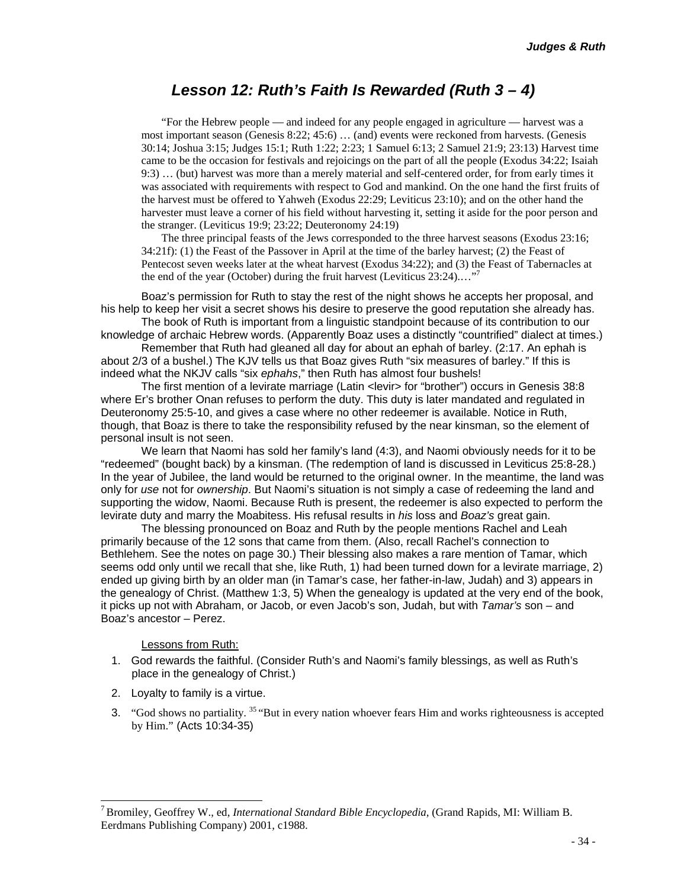## Lesson 12: Ruth's Faith Is Rewarded (Ruth 3 – 4)

> "For the Hebrew people — and indeed for any people engaged in agriculture — harvest was a most important season (Genesis 8:22; 45:6) … (and) events were reckoned from harvests. (Genesis 30:14; Joshua 3:15; Judges 15:1; Ruth 1:22; 2:23; 1 Samuel 6:13; 2 Samuel 21:9; 23:13) Harvest time came to be the occasion for festivals and rejoicings on the part of all the people (Exodus 34:22; Isaiah 9:3) … (but) harvest was more than a merely material and self-centered order, for from early times it was associated with requirements with respect to God and mankind. On the one hand the first fruits of the harvest must be offered to Yahweh (Exodus 22:29; Leviticus 23:10); and on the other hand the harvester must leave a corner of his field without harvesting it, setting it aside for the poor person and the stranger. (Leviticus 19:9; 23:22; Deuteronomy 24:19)
>
> The three principal feasts of the Jews corresponded to the three harvest seasons (Exodus 23:16; 34:21f): (1) the Feast of the Passover in April at the time of the barley harvest; (2) the Feast of Pentecost seven weeks later at the wheat harvest (Exodus 34:22); and (3) the Feast of Tabernacles at the end of the year (October) during the fruit harvest (Leviticus 23:24).…"[7]

Boaz's permission for Ruth to stay the rest of the night shows he accepts her proposal, and his help to keep her visit a secret shows his desire to preserve the good reputation she already has.

The book of Ruth is important from a linguistic standpoint because of its contribution to our knowledge of archaic Hebrew words. (Apparently Boaz uses a distinctly "countrified" dialect at times.)

Remember that Ruth had gleaned all day for about an ephah of barley. (2:17. An ephah is about 2/3 of a bushel.) The KJV tells us that Boaz gives Ruth "six measures of barley." If this is indeed what the NKJV calls "six *ephahs*," then Ruth has almost four bushels!

The first mention of a levirate marriage (Latin <levir> for "brother") occurs in Genesis 38:8 where Er's brother Onan refuses to perform the duty. This duty is later mandated and regulated in Deuteronomy 25:5-10, and gives a case where no other redeemer is available. Notice in Ruth, though, that Boaz is there to take the responsibility refused by the near kinsman, so the element of personal insult is not seen.

We learn that Naomi has sold her family's land (4:3), and Naomi obviously needs for it to be "redeemed" (bought back) by a kinsman. (The redemption of land is discussed in Leviticus 25:8-28.) In the year of Jubilee, the land would be returned to the original owner. In the meantime, the land was only for *use* not for *ownership*. But Naomi's situation is not simply a case of redeeming the land and supporting the widow, Naomi. Because Ruth is present, the redeemer is also expected to perform the levirate duty and marry the Moabitess. His refusal results in *his* loss and *Boaz's* great gain.

The blessing pronounced on Boaz and Ruth by the people mentions Rachel and Leah primarily because of the 12 sons that came from them. (Also, recall Rachel's connection to Bethlehem. See the notes on page 30.) Their blessing also makes a rare mention of Tamar, which seems odd only until we recall that she, like Ruth, 1) had been turned down for a levirate marriage, 2) ended up giving birth by an older man (in Tamar's case, her father-in-law, Judah) and 3) appears in the genealogy of Christ. (Matthew 1:3, 5) When the genealogy is updated at the very end of the book, it picks up not with Abraham, or Jacob, or even Jacob's son, Judah, but with *Tamar's* son – and Boaz's ancestor – Perez.

Lessons from Ruth:

1. God rewards the faithful. (Consider Ruth's and Naomi's family blessings, as well as Ruth's place in the genealogy of Christ.)
2. Loyalty to family is a virtue.
3. "God shows no partiality. [35] "But in every nation whoever fears Him and works righteousness is accepted by Him." (Acts 10:34-35)

---

[7] Bromiley, Geoffrey W., ed, *International Standard Bible Encyclopedia*, (Grand Rapids, MI: William B. Eerdmans Publishing Company) 2001, c1988.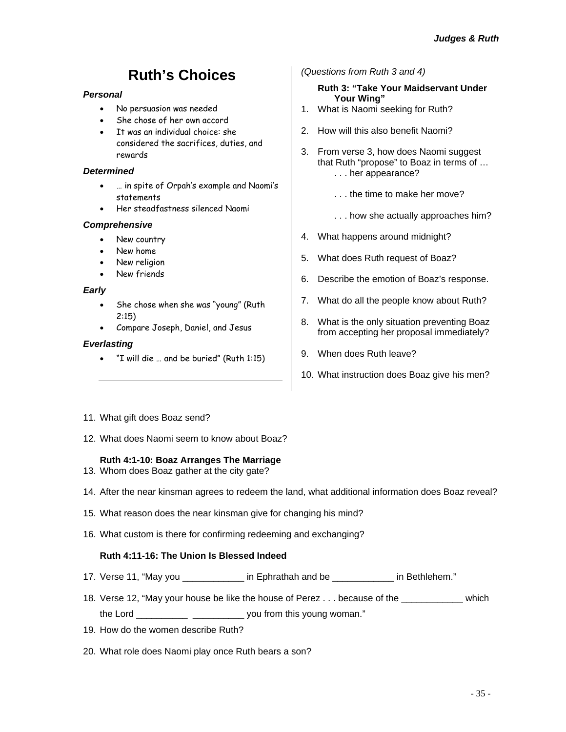# Ruth's Choices

### *Personal*

- No persuasion was needed
- She chose of her own accord
- It was an individual choice: she considered the sacrifices, duties, and rewards

### *Determined*

- … in spite of Orpah's example and Naomi's statements
- Her steadfastness silenced Naomi

### *Comprehensive*

- New country
- New home
- New religion
- New friends

### *Early*

- She chose when she was "young" (Ruth 2:15)
- Compare Joseph, Daniel, and Jesus

### *Everlasting*

- "I will die … and be buried" (Ruth 1:15)

---

*(Questions from Ruth 3 and 4)*

**Ruth 3: "Take Your Maidservant Under Your Wing"**

1. What is Naomi seeking for Ruth?
2. How will this also benefit Naomi?
3. From verse 3, how does Naomi suggest that Ruth "propose" to Boaz in terms of …
   . . . her appearance?

   . . . the time to make her move?

   . . . how she actually approaches him?
4. What happens around midnight?
5. What does Ruth request of Boaz?
6. Describe the emotion of Boaz's response.
7. What do all the people know about Ruth?
8. What is the only situation preventing Boaz from accepting her proposal immediately?
9. When does Ruth leave?
10. What instruction does Boaz give his men?
11. What gift does Boaz send?
12. What does Naomi seem to know about Boaz?

**Ruth 4:1-10: Boaz Arranges The Marriage**

13. Whom does Boaz gather at the city gate?
14. After the near kinsman agrees to redeem the land, what additional information does Boaz reveal?
15. What reason does the near kinsman give for changing his mind?
16. What custom is there for confirming redeeming and exchanging?

**Ruth 4:11-16: The Union Is Blessed Indeed**

17. Verse 11, "May you ____________ in Ephrathah and be ____________ in Bethlehem."
18. Verse 12, "May your house be like the house of Perez . . . because of the ____________ which the Lord __________ __________ you from this young woman."
19. How do the women describe Ruth?
20. What role does Naomi play once Ruth bears a son?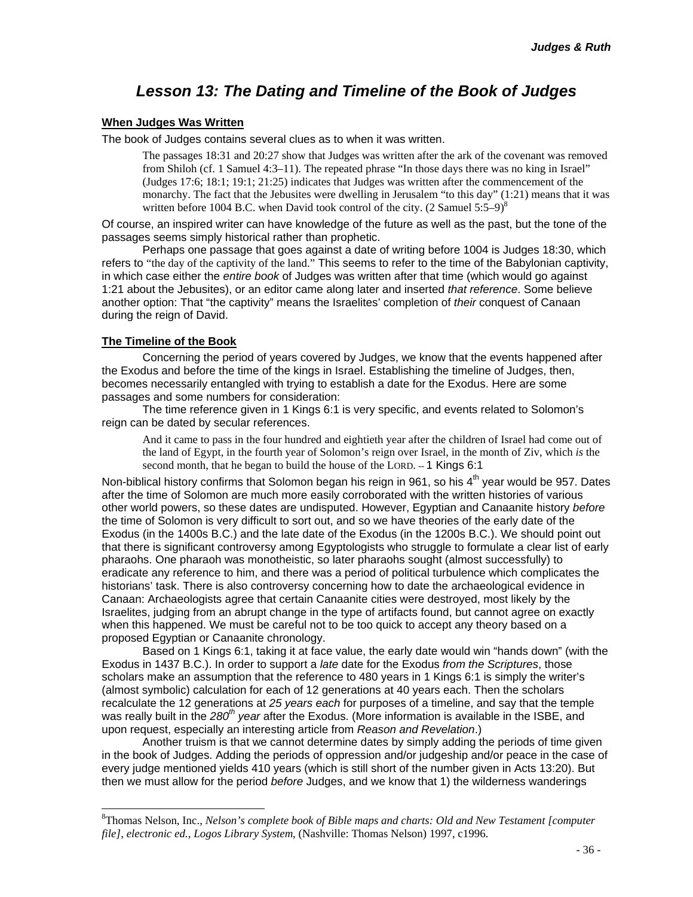# Lesson 13: The Dating and Timeline of the Book of Judges

## When Judges Was Written

The book of Judges contains several clues as to when it was written.

> The passages 18:31 and 20:27 show that Judges was written after the ark of the covenant was removed from Shiloh (cf. 1 Samuel 4:3–11). The repeated phrase "In those days there was no king in Israel" (Judges 17:6; 18:1; 19:1; 21:25) indicates that Judges was written after the commencement of the monarchy. The fact that the Jebusites were dwelling in Jerusalem "to this day" (1:21) means that it was written before 1004 B.C. when David took control of the city. (2 Samuel 5:5–9)[8]

Of course, an inspired writer can have knowledge of the future as well as the past, but the tone of the passages seems simply historical rather than prophetic.

Perhaps one passage that goes against a date of writing before 1004 is Judges 18:30, which refers to "the day of the captivity of the land." This seems to refer to the time of the Babylonian captivity, in which case either the *entire book* of Judges was written after that time (which would go against 1:21 about the Jebusites), or an editor came along later and inserted *that reference*. Some believe another option: That "the captivity" means the Israelites' completion of *their* conquest of Canaan during the reign of David.

## The Timeline of the Book

Concerning the period of years covered by Judges, we know that the events happened after the Exodus and before the time of the kings in Israel. Establishing the timeline of Judges, then, becomes necessarily entangled with trying to establish a date for the Exodus. Here are some passages and some numbers for consideration:

The time reference given in 1 Kings 6:1 is very specific, and events related to Solomon's reign can be dated by secular references.

> And it came to pass in the four hundred and eightieth year after the children of Israel had come out of the land of Egypt, in the fourth year of Solomon's reign over Israel, in the month of Ziv, which *is* the second month, that he began to build the house of the LORD. -- 1 Kings 6:1

Non-biblical history confirms that Solomon began his reign in 961, so his 4th year would be 957. Dates after the time of Solomon are much more easily corroborated with the written histories of various other world powers, so these dates are undisputed. However, Egyptian and Canaanite history *before* the time of Solomon is very difficult to sort out, and so we have theories of the early date of the Exodus (in the 1400s B.C.) and the late date of the Exodus (in the 1200s B.C.). We should point out that there is significant controversy among Egyptologists who struggle to formulate a clear list of early pharaohs. One pharaoh was monotheistic, so later pharaohs sought (almost successfully) to eradicate any reference to him, and there was a period of political turbulence which complicates the historians' task. There is also controversy concerning how to date the archaeological evidence in Canaan: Archaeologists agree that certain Canaanite cities were destroyed, most likely by the Israelites, judging from an abrupt change in the type of artifacts found, but cannot agree on exactly when this happened. We must be careful not to be too quick to accept any theory based on a proposed Egyptian or Canaanite chronology.

Based on 1 Kings 6:1, taking it at face value, the early date would win "hands down" (with the Exodus in 1437 B.C.). In order to support a *late* date for the Exodus *from the Scriptures*, those scholars make an assumption that the reference to 480 years in 1 Kings 6:1 is simply the writer's (almost symbolic) calculation for each of 12 generations at 40 years each. Then the scholars recalculate the 12 generations at *25 years each* for purposes of a timeline, and say that the temple was really built in the *280th year* after the Exodus. (More information is available in the ISBE, and upon request, especially an interesting article from *Reason and Revelation*.)

Another truism is that we cannot determine dates by simply adding the periods of time given in the book of Judges. Adding the periods of oppression and/or judgeship and/or peace in the case of every judge mentioned yields 410 years (which is still short of the number given in Acts 13:20). But then we must allow for the period *before* Judges, and we know that 1) the wilderness wanderings

---

[8] Thomas Nelson, Inc., *Nelson's complete book of Bible maps and charts: Old and New Testament [computer file], electronic ed., Logos Library System*, (Nashville: Thomas Nelson) 1997, c1996.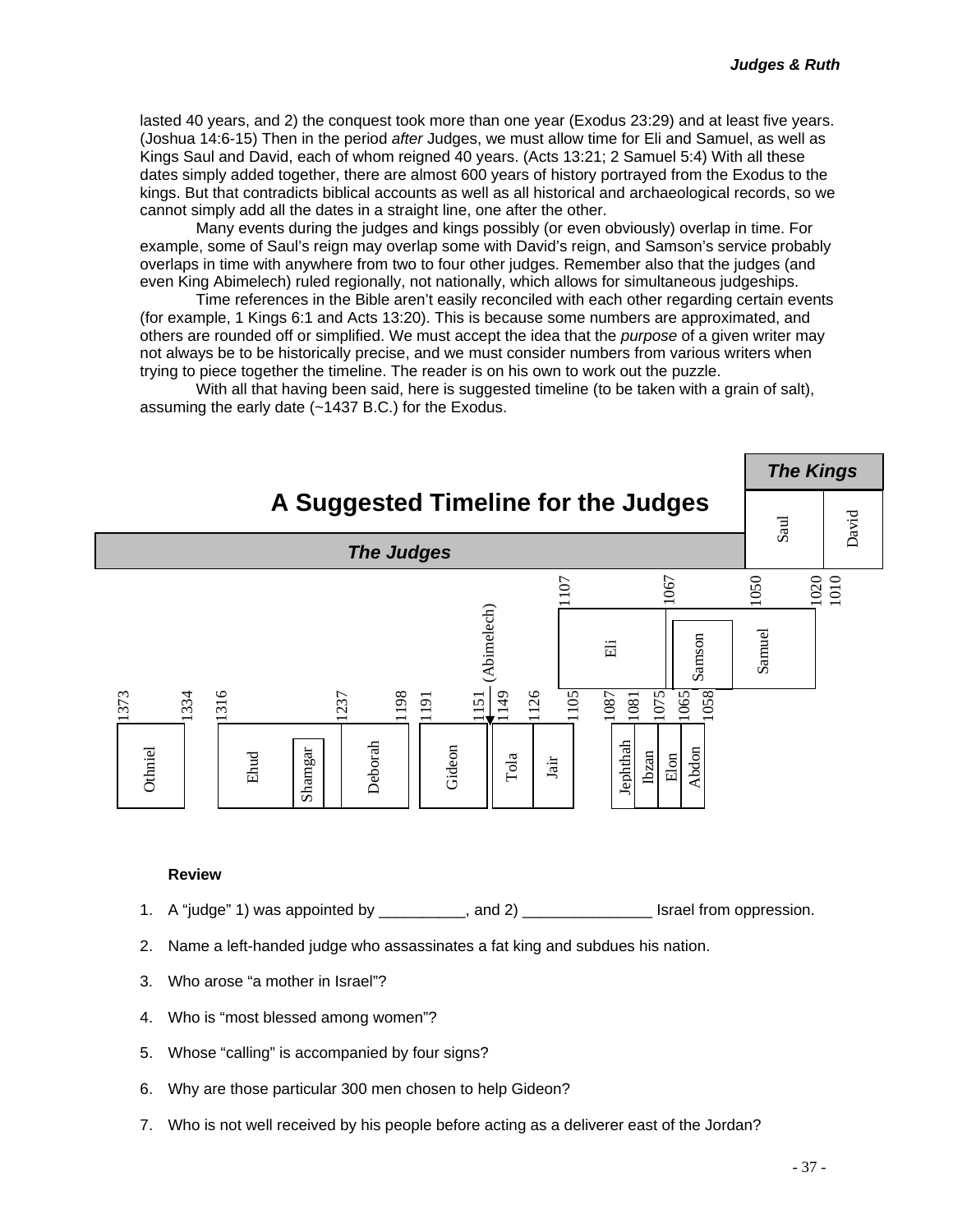lasted 40 years, and 2) the conquest took more than one year (Exodus 23:29) and at least five years. (Joshua 14:6-15) Then in the period *after* Judges, we must allow time for Eli and Samuel, as well as Kings Saul and David, each of whom reigned 40 years. (Acts 13:21; 2 Samuel 5:4) With all these dates simply added together, there are almost 600 years of history portrayed from the Exodus to the kings. But that contradicts biblical accounts as well as all historical and archaeological records, so we cannot simply add all the dates in a straight line, one after the other.

Many events during the judges and kings possibly (or even obviously) overlap in time. For example, some of Saul's reign may overlap some with David's reign, and Samson's service probably overlaps in time with anywhere from two to four other judges. Remember also that the judges (and even King Abimelech) ruled regionally, not nationally, which allows for simultaneous judgeships.

Time references in the Bible aren't easily reconciled with each other regarding certain events (for example, 1 Kings 6:1 and Acts 13:20). This is because some numbers are approximated, and others are rounded off or simplified. We must accept the idea that the *purpose* of a given writer may not always be to be historically precise, and we must consider numbers from various writers when trying to piece together the timeline. The reader is on his own to work out the puzzle.

With all that having been said, here is suggested timeline (to be taken with a grain of salt), assuming the early date (~1437 B.C.) for the Exodus.

## A Suggested Timeline for the Judges

**The Judges**

| Judge | Dates |
| --- | --- |
| Othniel | 1373–1334 |
| Ehud | 1316–1237 |
| Shamgar | (within Ehud) |
| Deborah | 1237–1198 |
| Gideon | 1191–1151 |
| (Abimelech) | 1151–1149 |
| Tola | 1149–1126 |
| Jair | 1126–1105 |
| Jephthah | 1087–1081 |
| Ibzan | 1081–1075 |
| Elon | 1075–1065 |
| Abdon | 1065–1058 |
| Eli | 1107–1067 |
| Samson | 1067–1050 (approx.) |
| Samuel | 1050–1020 |

**The Kings**

| King | Dates |
| --- | --- |
| Saul | 1050–1010 |
| David | 1010– |

**Review**

1. A "judge" 1) was appointed by __________, and 2) _______________ Israel from oppression.
2. Name a left-handed judge who assassinates a fat king and subdues his nation.
3. Who arose "a mother in Israel"?
4. Who is "most blessed among women"?
5. Whose "calling" is accompanied by four signs?
6. Why are those particular 300 men chosen to help Gideon?
7. Who is not well received by his people before acting as a deliverer east of the Jordan?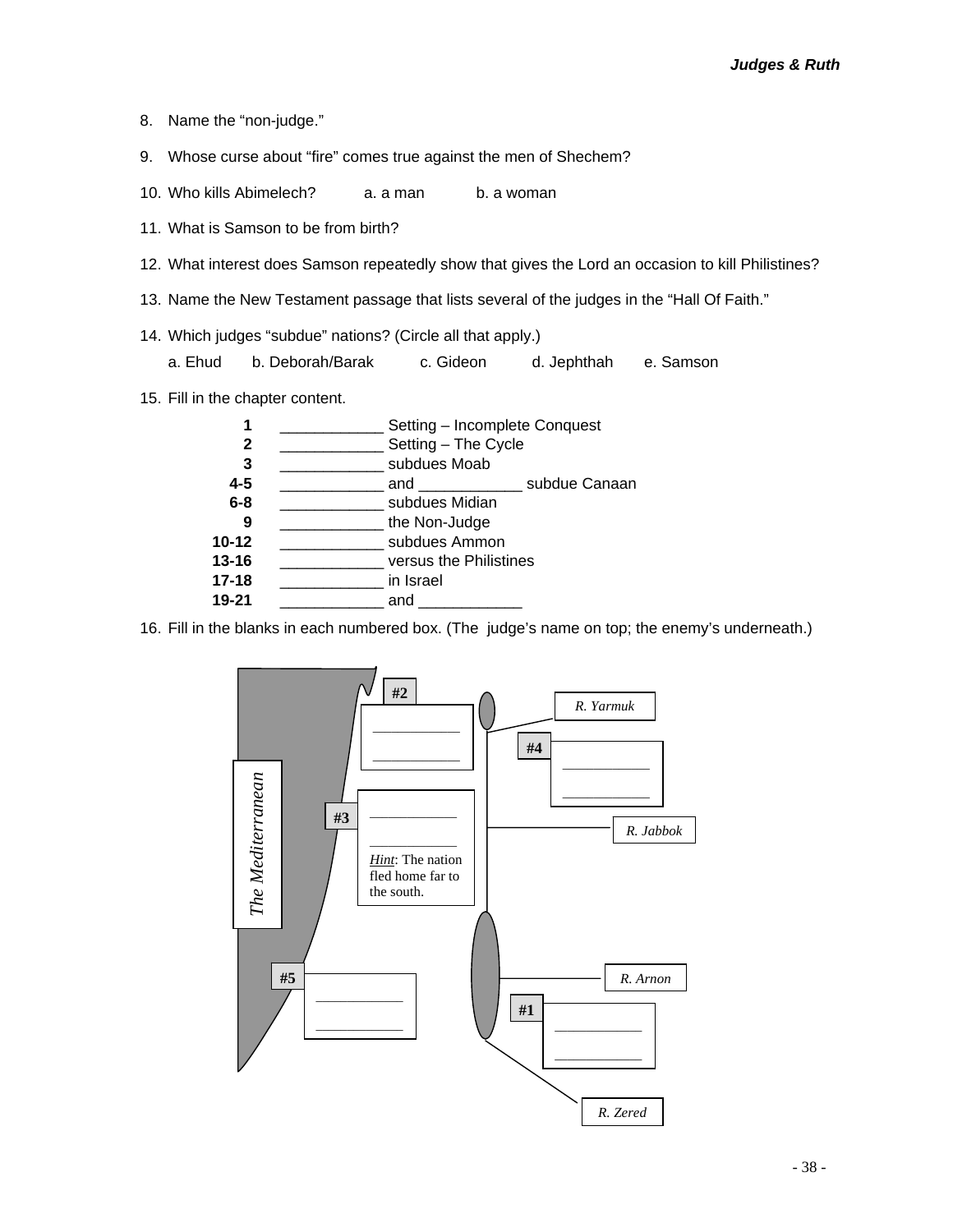8. Name the "non-judge."

9. Whose curse about "fire" comes true against the men of Shechem?

10. Who kills Abimelech? a. a man b. a woman

11. What is Samson to be from birth?

12. What interest does Samson repeatedly show that gives the Lord an occasion to kill Philistines?

13. Name the New Testament passage that lists several of the judges in the "Hall Of Faith."

14. Which judges "subdue" nations? (Circle all that apply.)

    a. Ehud b. Deborah/Barak c. Gideon d. Jephthah e. Samson

15. Fill in the chapter content.

| | |
|---|---|
| **1** | ____________ Setting – Incomplete Conquest |
| **2** | ____________ Setting – The Cycle |
| **3** | ____________ subdues Moab |
| **4-5** | ____________ and ____________ subdue Canaan |
| **6-8** | ____________ subdues Midian |
| **9** | ____________ the Non-Judge |
| **10-12** | ____________ subdues Ammon |
| **13-16** | ____________ versus the Philistines |
| **17-18** | ____________ in Israel |
| **19-21** | ____________ and ____________ |

16. Fill in the blanks in each numbered box. (The judge's name on top; the enemy's underneath.)

*The Mediterranean*

#2
____________
____________

*R. Yarmuk*

#4
____________
____________

#3
____________
____________
*Hint*: The nation fled home far to the south.

*R. Jabbok*

#5
____________
____________

*R. Arnon*

#1
____________
____________

*R. Zered*